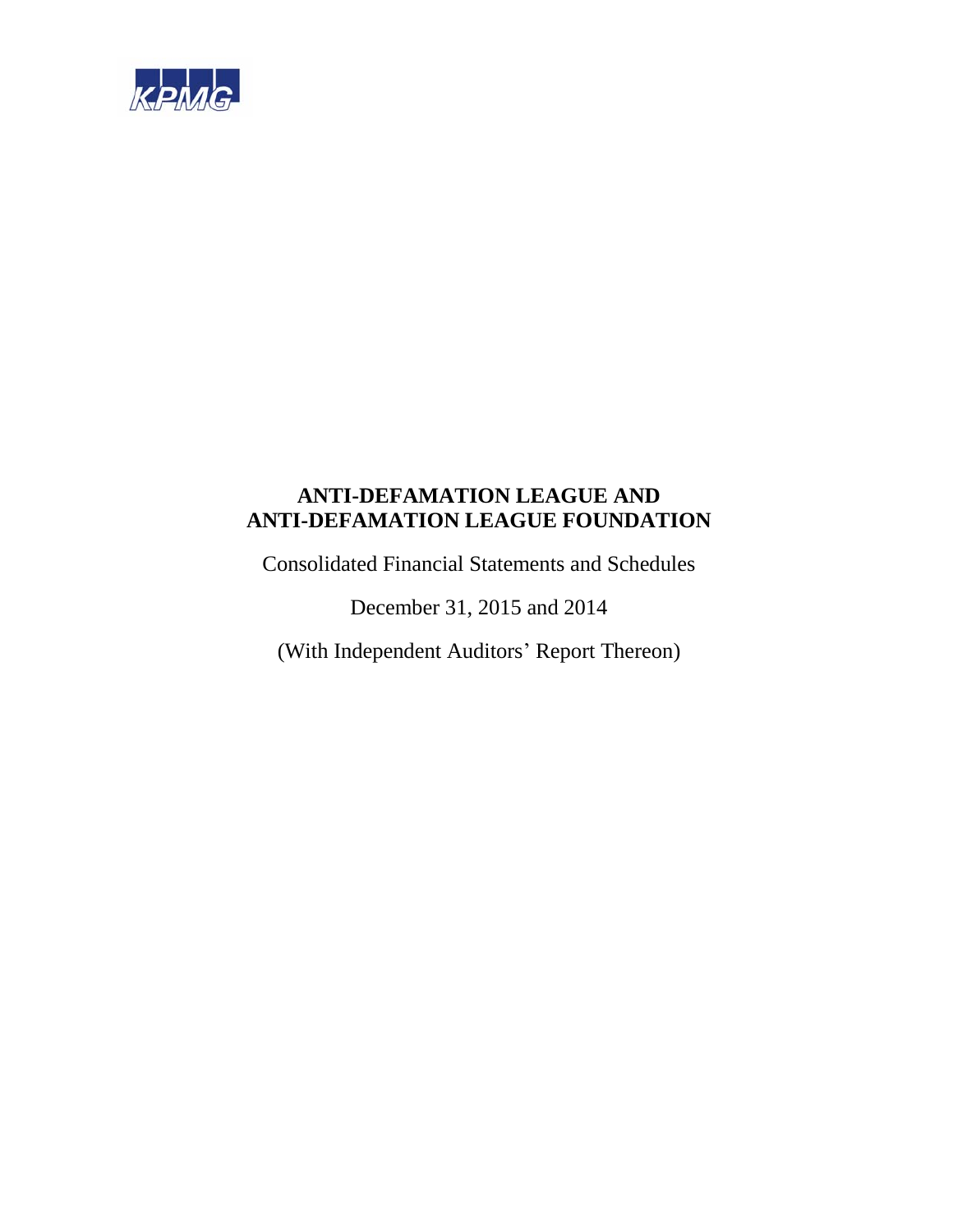KPMG

# ANTI-DEFAMATION LEAGUE AND
# ANTI-DEFAMATION LEAGUE FOUNDATION

Consolidated Financial Statements and Schedules

December 31, 2015 and 2014

(With Independent Auditors' Report Thereon)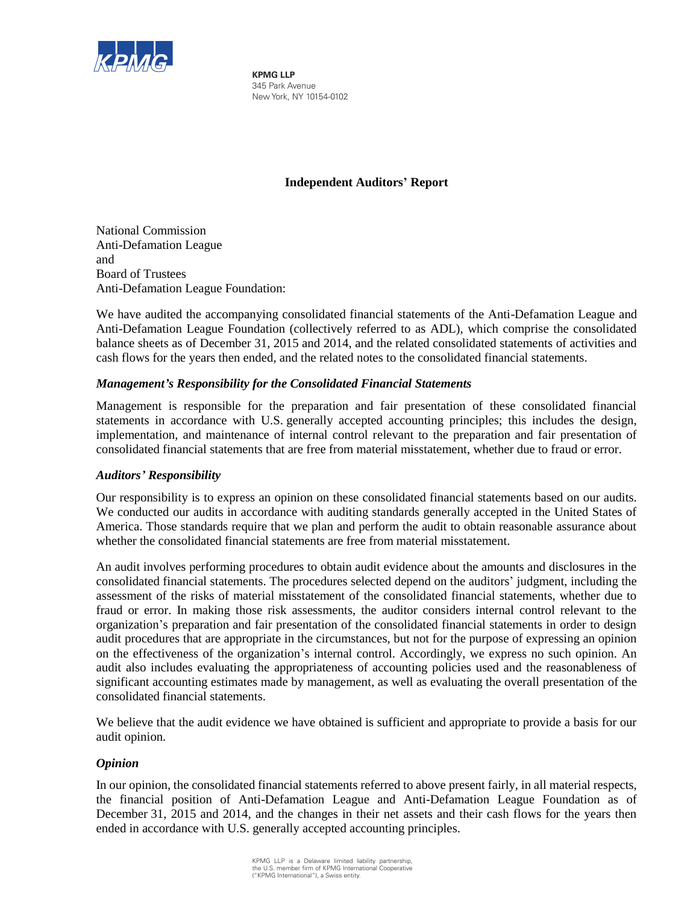**KPMG LLP**
345 Park Avenue
New York, NY 10154-0102

## Independent Auditors' Report

National Commission
Anti-Defamation League
and
Board of Trustees
Anti-Defamation League Foundation:

We have audited the accompanying consolidated financial statements of the Anti-Defamation League and Anti-Defamation League Foundation (collectively referred to as ADL), which comprise the consolidated balance sheets as of December 31, 2015 and 2014, and the related consolidated statements of activities and cash flows for the years then ended, and the related notes to the consolidated financial statements.

### *Management's Responsibility for the Consolidated Financial Statements*

Management is responsible for the preparation and fair presentation of these consolidated financial statements in accordance with U.S. generally accepted accounting principles; this includes the design, implementation, and maintenance of internal control relevant to the preparation and fair presentation of consolidated financial statements that are free from material misstatement, whether due to fraud or error.

### *Auditors' Responsibility*

Our responsibility is to express an opinion on these consolidated financial statements based on our audits. We conducted our audits in accordance with auditing standards generally accepted in the United States of America. Those standards require that we plan and perform the audit to obtain reasonable assurance about whether the consolidated financial statements are free from material misstatement.

An audit involves performing procedures to obtain audit evidence about the amounts and disclosures in the consolidated financial statements. The procedures selected depend on the auditors' judgment, including the assessment of the risks of material misstatement of the consolidated financial statements, whether due to fraud or error. In making those risk assessments, the auditor considers internal control relevant to the organization's preparation and fair presentation of the consolidated financial statements in order to design audit procedures that are appropriate in the circumstances, but not for the purpose of expressing an opinion on the effectiveness of the organization's internal control. Accordingly, we express no such opinion. An audit also includes evaluating the appropriateness of accounting policies used and the reasonableness of significant accounting estimates made by management, as well as evaluating the overall presentation of the consolidated financial statements.

We believe that the audit evidence we have obtained is sufficient and appropriate to provide a basis for our audit opinion.

### *Opinion*

In our opinion, the consolidated financial statements referred to above present fairly, in all material respects, the financial position of Anti-Defamation League and Anti-Defamation League Foundation as of December 31, 2015 and 2014, and the changes in their net assets and their cash flows for the years then ended in accordance with U.S. generally accepted accounting principles.

KPMG LLP is a Delaware limited liability partnership, the U.S. member firm of KPMG International Cooperative ("KPMG International"), a Swiss entity.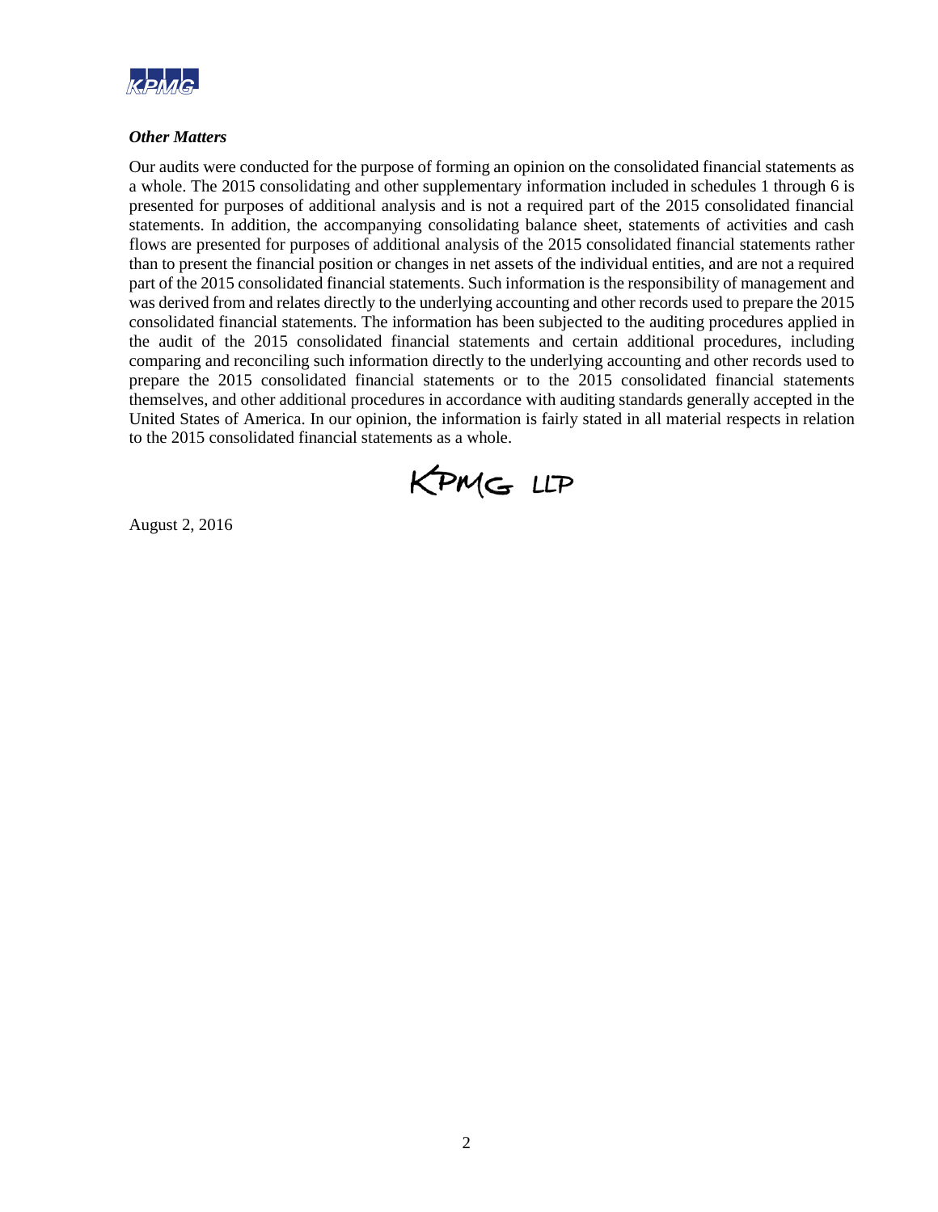### *Other Matters*

Our audits were conducted for the purpose of forming an opinion on the consolidated financial statements as a whole. The 2015 consolidating and other supplementary information included in schedules 1 through 6 is presented for purposes of additional analysis and is not a required part of the 2015 consolidated financial statements. In addition, the accompanying consolidating balance sheet, statements of activities and cash flows are presented for purposes of additional analysis of the 2015 consolidated financial statements rather than to present the financial position or changes in net assets of the individual entities, and are not a required part of the 2015 consolidated financial statements. Such information is the responsibility of management and was derived from and relates directly to the underlying accounting and other records used to prepare the 2015 consolidated financial statements. The information has been subjected to the auditing procedures applied in the audit of the 2015 consolidated financial statements and certain additional procedures, including comparing and reconciling such information directly to the underlying accounting and other records used to prepare the 2015 consolidated financial statements or to the 2015 consolidated financial statements themselves, and other additional procedures in accordance with auditing standards generally accepted in the United States of America. In our opinion, the information is fairly stated in all material respects in relation to the 2015 consolidated financial statements as a whole.

KPMG LLP

August 2, 2016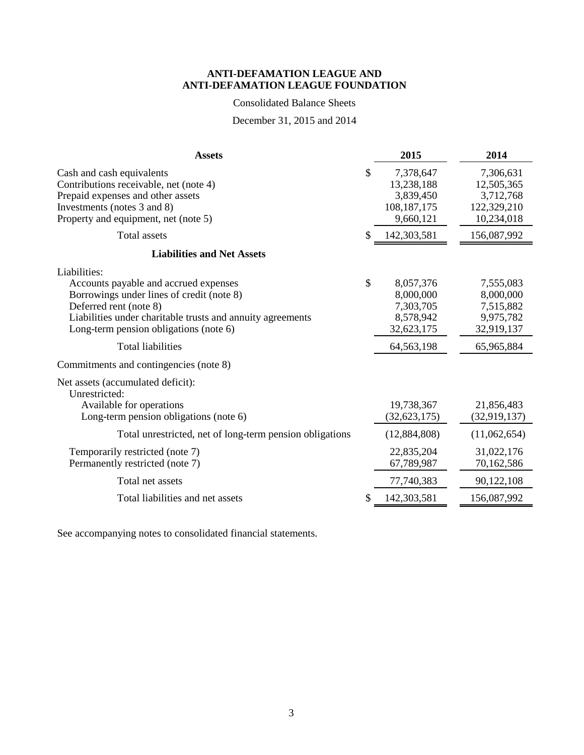**ANTI-DEFAMATION LEAGUE AND**
**ANTI-DEFAMATION LEAGUE FOUNDATION**

Consolidated Balance Sheets

December 31, 2015 and 2014

| **Assets** | **2015** | **2014** |
|---|---|---|
| Cash and cash equivalents | $ 7,378,647 | 7,306,631 |
| Contributions receivable, net (note 4) | 13,238,188 | 12,505,365 |
| Prepaid expenses and other assets | 3,839,450 | 3,712,768 |
| Investments (notes 3 and 8) | 108,187,175 | 122,329,210 |
| Property and equipment, net (note 5) | 9,660,121 | 10,234,018 |
| Total assets | $ 142,303,581 | 156,087,992 |
| **Liabilities and Net Assets** | | |
| Liabilities: | | |
| Accounts payable and accrued expenses | $ 8,057,376 | 7,555,083 |
| Borrowings under lines of credit (note 8) | 8,000,000 | 8,000,000 |
| Deferred rent (note 8) | 7,303,705 | 7,515,882 |
| Liabilities under charitable trusts and annuity agreements | 8,578,942 | 9,975,782 |
| Long-term pension obligations (note 6) | 32,623,175 | 32,919,137 |
| Total liabilities | 64,563,198 | 65,965,884 |
| Commitments and contingencies (note 8) | | |
| Net assets (accumulated deficit): | | |
| Unrestricted: | | |
| Available for operations | 19,738,367 | 21,856,483 |
| Long-term pension obligations (note 6) | (32,623,175) | (32,919,137) |
| Total unrestricted, net of long-term pension obligations | (12,884,808) | (11,062,654) |
| Temporarily restricted (note 7) | 22,835,204 | 31,022,176 |
| Permanently restricted (note 7) | 67,789,987 | 70,162,586 |
| Total net assets | 77,740,383 | 90,122,108 |
| Total liabilities and net assets | $ 142,303,581 | 156,087,992 |

See accompanying notes to consolidated financial statements.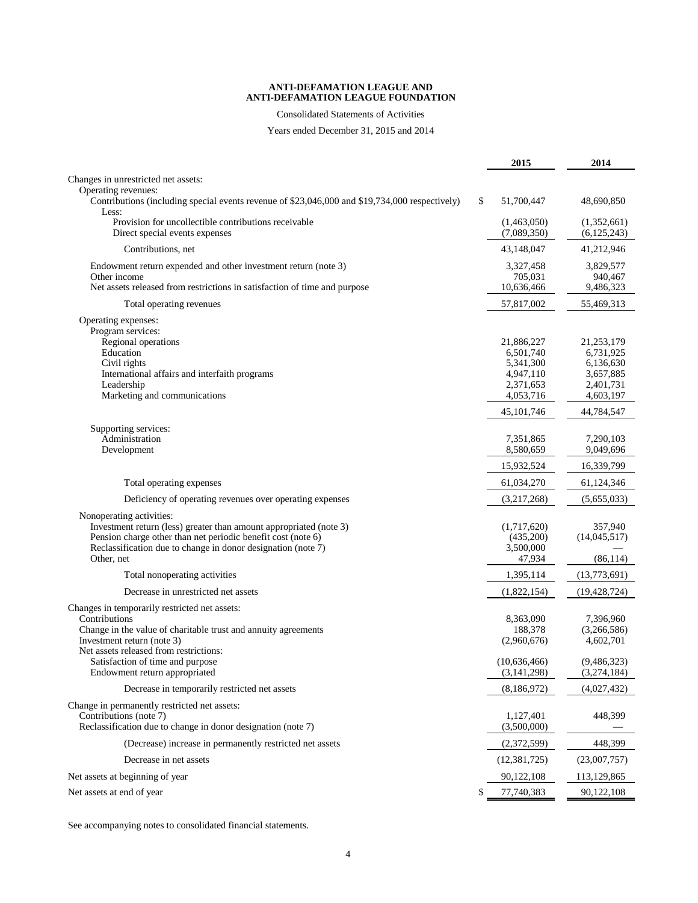# ANTI-DEFAMATION LEAGUE AND ANTI-DEFAMATION LEAGUE FOUNDATION

Consolidated Statements of Activities

Years ended December 31, 2015 and 2014

| | 2015 | 2014 |
|---|---|---|
| Changes in unrestricted net assets: | | |
| Operating revenues: | | |
| Contributions (including special events revenue of $23,046,000 and $19,734,000 respectively) | $ 51,700,447 | 48,690,850 |
| Less: | | |
| Provision for uncollectible contributions receivable | (1,463,050) | (1,352,661) |
| Direct special events expenses | (7,089,350) | (6,125,243) |
| Contributions, net | 43,148,047 | 41,212,946 |
| Endowment return expended and other investment return (note 3) | 3,327,458 | 3,829,577 |
| Other income | 705,031 | 940,467 |
| Net assets released from restrictions in satisfaction of time and purpose | 10,636,466 | 9,486,323 |
| Total operating revenues | 57,817,002 | 55,469,313 |
| Operating expenses: | | |
| Program services: | | |
| Regional operations | 21,886,227 | 21,253,179 |
| Education | 6,501,740 | 6,731,925 |
| Civil rights | 5,341,300 | 6,136,630 |
| International affairs and interfaith programs | 4,947,110 | 3,657,885 |
| Leadership | 2,371,653 | 2,401,731 |
| Marketing and communications | 4,053,716 | 4,603,197 |
| | 45,101,746 | 44,784,547 |
| Supporting services: | | |
| Administration | 7,351,865 | 7,290,103 |
| Development | 8,580,659 | 9,049,696 |
| | 15,932,524 | 16,339,799 |
| Total operating expenses | 61,034,270 | 61,124,346 |
| Deficiency of operating revenues over operating expenses | (3,217,268) | (5,655,033) |
| Nonoperating activities: | | |
| Investment return (less) greater than amount appropriated (note 3) | (1,717,620) | 357,940 |
| Pension charge other than net periodic benefit cost (note 6) | (435,200) | (14,045,517) |
| Reclassification due to change in donor designation (note 7) | 3,500,000 | — |
| Other, net | 47,934 | (86,114) |
| Total nonoperating activities | 1,395,114 | (13,773,691) |
| Decrease in unrestricted net assets | (1,822,154) | (19,428,724) |
| Changes in temporarily restricted net assets: | | |
| Contributions | 8,363,090 | 7,396,960 |
| Change in the value of charitable trust and annuity agreements | 188,378 | (3,266,586) |
| Investment return (note 3) | (2,960,676) | 4,602,701 |
| Net assets released from restrictions: | | |
| Satisfaction of time and purpose | (10,636,466) | (9,486,323) |
| Endowment return appropriated | (3,141,298) | (3,274,184) |
| Decrease in temporarily restricted net assets | (8,186,972) | (4,027,432) |
| Change in permanently restricted net assets: | | |
| Contributions (note 7) | 1,127,401 | 448,399 |
| Reclassification due to change in donor designation (note 7) | (3,500,000) | — |
| (Decrease) increase in permanently restricted net assets | (2,372,599) | 448,399 |
| Decrease in net assets | (12,381,725) | (23,007,757) |
| Net assets at beginning of year | 90,122,108 | 113,129,865 |
| Net assets at end of year | $ 77,740,383 | 90,122,108 |

See accompanying notes to consolidated financial statements.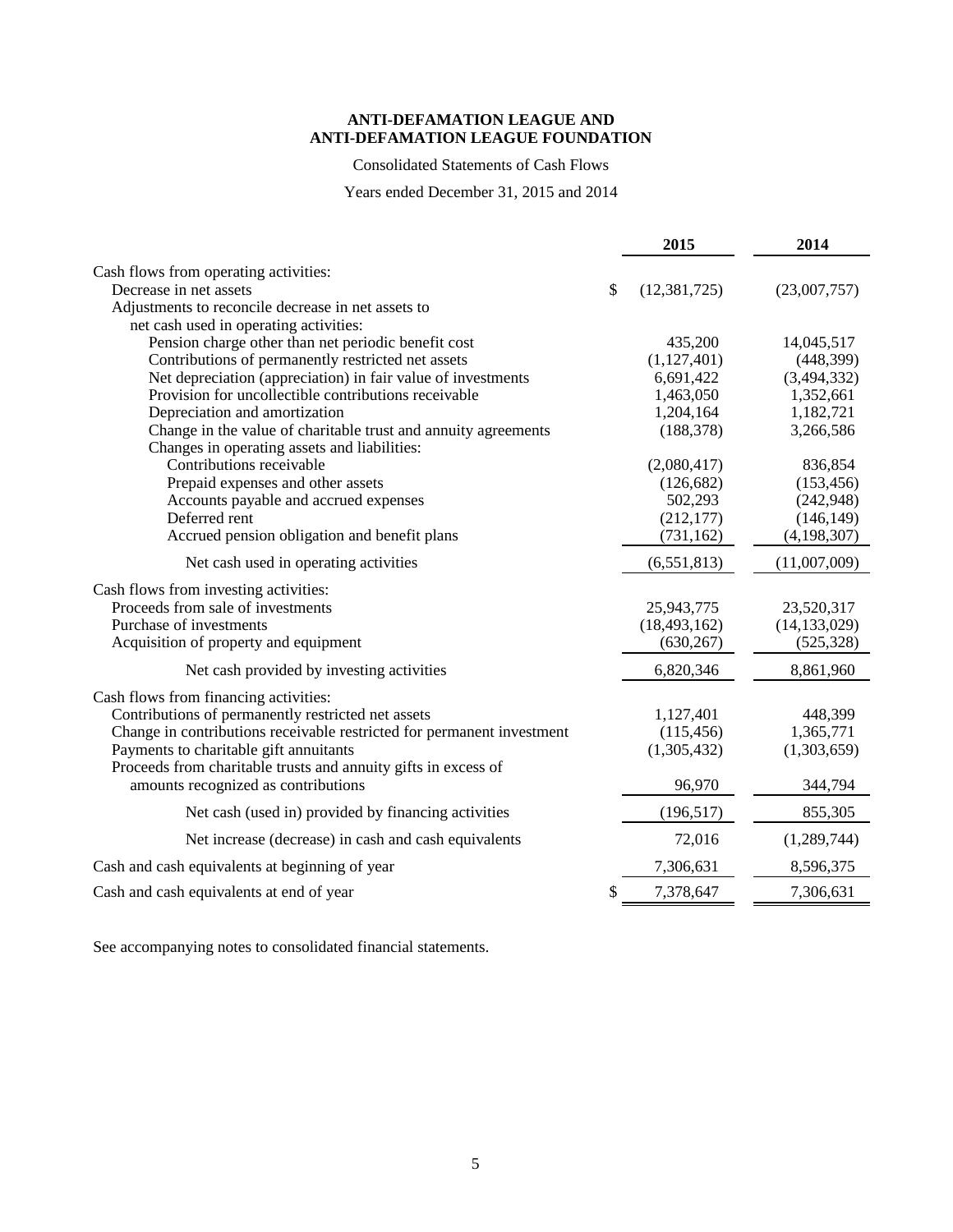**ANTI-DEFAMATION LEAGUE AND**
**ANTI-DEFAMATION LEAGUE FOUNDATION**

Consolidated Statements of Cash Flows

Years ended December 31, 2015 and 2014

| | 2015 | 2014 |
|---|---|---|
| Cash flows from operating activities: | | |
| Decrease in net assets | $ (12,381,725) | (23,007,757) |
| Adjustments to reconcile decrease in net assets to net cash used in operating activities: | | |
| Pension charge other than net periodic benefit cost | 435,200 | 14,045,517 |
| Contributions of permanently restricted net assets | (1,127,401) | (448,399) |
| Net depreciation (appreciation) in fair value of investments | 6,691,422 | (3,494,332) |
| Provision for uncollectible contributions receivable | 1,463,050 | 1,352,661 |
| Depreciation and amortization | 1,204,164 | 1,182,721 |
| Change in the value of charitable trust and annuity agreements | (188,378) | 3,266,586 |
| Changes in operating assets and liabilities: | | |
| Contributions receivable | (2,080,417) | 836,854 |
| Prepaid expenses and other assets | (126,682) | (153,456) |
| Accounts payable and accrued expenses | 502,293 | (242,948) |
| Deferred rent | (212,177) | (146,149) |
| Accrued pension obligation and benefit plans | (731,162) | (4,198,307) |
| Net cash used in operating activities | (6,551,813) | (11,007,009) |
| Cash flows from investing activities: | | |
| Proceeds from sale of investments | 25,943,775 | 23,520,317 |
| Purchase of investments | (18,493,162) | (14,133,029) |
| Acquisition of property and equipment | (630,267) | (525,328) |
| Net cash provided by investing activities | 6,820,346 | 8,861,960 |
| Cash flows from financing activities: | | |
| Contributions of permanently restricted net assets | 1,127,401 | 448,399 |
| Change in contributions receivable restricted for permanent investment | (115,456) | 1,365,771 |
| Payments to charitable gift annuitants | (1,305,432) | (1,303,659) |
| Proceeds from charitable trusts and annuity gifts in excess of amounts recognized as contributions | 96,970 | 344,794 |
| Net cash (used in) provided by financing activities | (196,517) | 855,305 |
| Net increase (decrease) in cash and cash equivalents | 72,016 | (1,289,744) |
| Cash and cash equivalents at beginning of year | 7,306,631 | 8,596,375 |
| Cash and cash equivalents at end of year | $ 7,378,647 | 7,306,631 |

See accompanying notes to consolidated financial statements.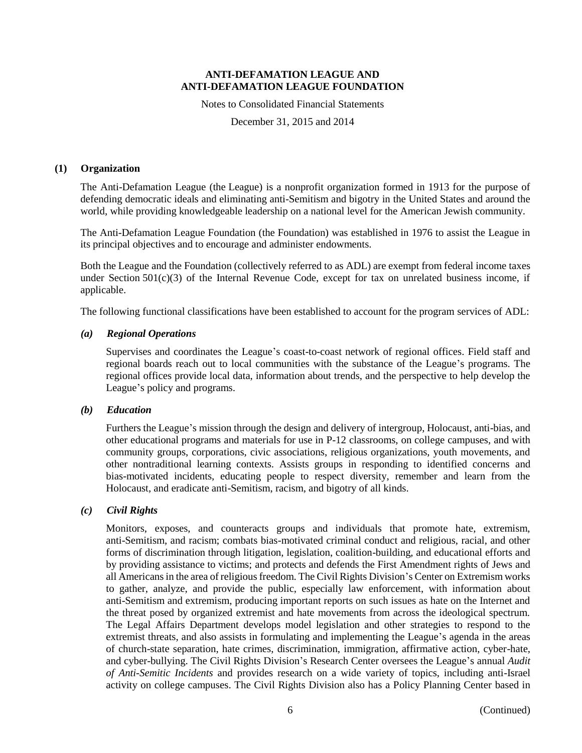**ANTI-DEFAMATION LEAGUE AND ANTI-DEFAMATION LEAGUE FOUNDATION**

Notes to Consolidated Financial Statements

December 31, 2015 and 2014

## (1) Organization

The Anti-Defamation League (the League) is a nonprofit organization formed in 1913 for the purpose of defending democratic ideals and eliminating anti-Semitism and bigotry in the United States and around the world, while providing knowledgeable leadership on a national level for the American Jewish community.

The Anti-Defamation League Foundation (the Foundation) was established in 1976 to assist the League in its principal objectives and to encourage and administer endowments.

Both the League and the Foundation (collectively referred to as ADL) are exempt from federal income taxes under Section 501(c)(3) of the Internal Revenue Code, except for tax on unrelated business income, if applicable.

The following functional classifications have been established to account for the program services of ADL:

### *(a) Regional Operations*

Supervises and coordinates the League's coast-to-coast network of regional offices. Field staff and regional boards reach out to local communities with the substance of the League's programs. The regional offices provide local data, information about trends, and the perspective to help develop the League's policy and programs.

### *(b) Education*

Furthers the League's mission through the design and delivery of intergroup, Holocaust, anti-bias, and other educational programs and materials for use in P-12 classrooms, on college campuses, and with community groups, corporations, civic associations, religious organizations, youth movements, and other nontraditional learning contexts. Assists groups in responding to identified concerns and bias-motivated incidents, educating people to respect diversity, remember and learn from the Holocaust, and eradicate anti-Semitism, racism, and bigotry of all kinds.

### *(c) Civil Rights*

Monitors, exposes, and counteracts groups and individuals that promote hate, extremism, anti-Semitism, and racism; combats bias-motivated criminal conduct and religious, racial, and other forms of discrimination through litigation, legislation, coalition-building, and educational efforts and by providing assistance to victims; and protects and defends the First Amendment rights of Jews and all Americans in the area of religious freedom. The Civil Rights Division's Center on Extremism works to gather, analyze, and provide the public, especially law enforcement, with information about anti-Semitism and extremism, producing important reports on such issues as hate on the Internet and the threat posed by organized extremist and hate movements from across the ideological spectrum. The Legal Affairs Department develops model legislation and other strategies to respond to the extremist threats, and also assists in formulating and implementing the League's agenda in the areas of church-state separation, hate crimes, discrimination, immigration, affirmative action, cyber-hate, and cyber-bullying. The Civil Rights Division's Research Center oversees the League's annual *Audit of Anti-Semitic Incidents* and provides research on a wide variety of topics, including anti-Israel activity on college campuses. The Civil Rights Division also has a Policy Planning Center based in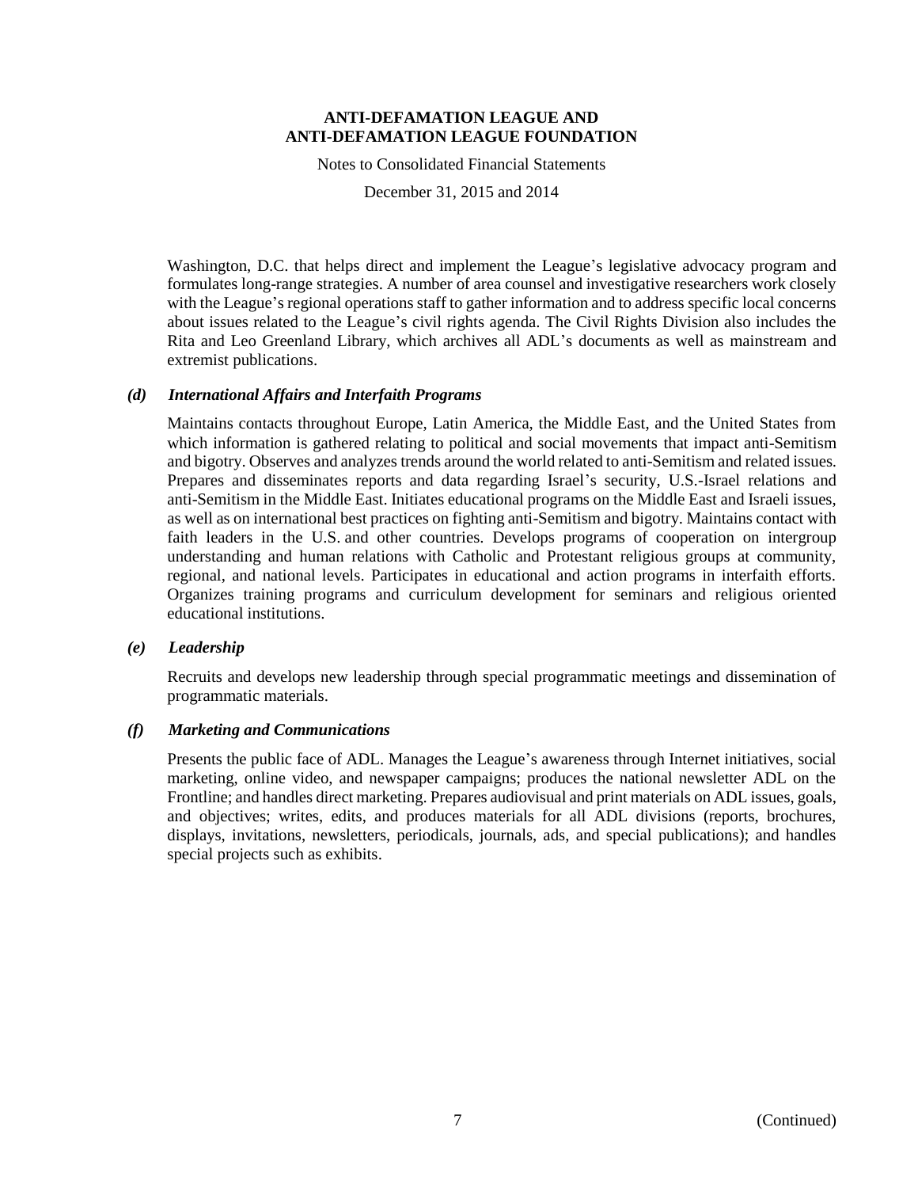Washington, D.C. that helps direct and implement the League's legislative advocacy program and formulates long-range strategies. A number of area counsel and investigative researchers work closely with the League's regional operations staff to gather information and to address specific local concerns about issues related to the League's civil rights agenda. The Civil Rights Division also includes the Rita and Leo Greenland Library, which archives all ADL's documents as well as mainstream and extremist publications.

### *(d) International Affairs and Interfaith Programs*

Maintains contacts throughout Europe, Latin America, the Middle East, and the United States from which information is gathered relating to political and social movements that impact anti-Semitism and bigotry. Observes and analyzes trends around the world related to anti-Semitism and related issues. Prepares and disseminates reports and data regarding Israel's security, U.S.-Israel relations and anti-Semitism in the Middle East. Initiates educational programs on the Middle East and Israeli issues, as well as on international best practices on fighting anti-Semitism and bigotry. Maintains contact with faith leaders in the U.S. and other countries. Develops programs of cooperation on intergroup understanding and human relations with Catholic and Protestant religious groups at community, regional, and national levels. Participates in educational and action programs in interfaith efforts. Organizes training programs and curriculum development for seminars and religious oriented educational institutions.

### *(e) Leadership*

Recruits and develops new leadership through special programmatic meetings and dissemination of programmatic materials.

### *(f) Marketing and Communications*

Presents the public face of ADL. Manages the League's awareness through Internet initiatives, social marketing, online video, and newspaper campaigns; produces the national newsletter ADL on the Frontline; and handles direct marketing. Prepares audiovisual and print materials on ADL issues, goals, and objectives; writes, edits, and produces materials for all ADL divisions (reports, brochures, displays, invitations, newsletters, periodicals, journals, ads, and special publications); and handles special projects such as exhibits.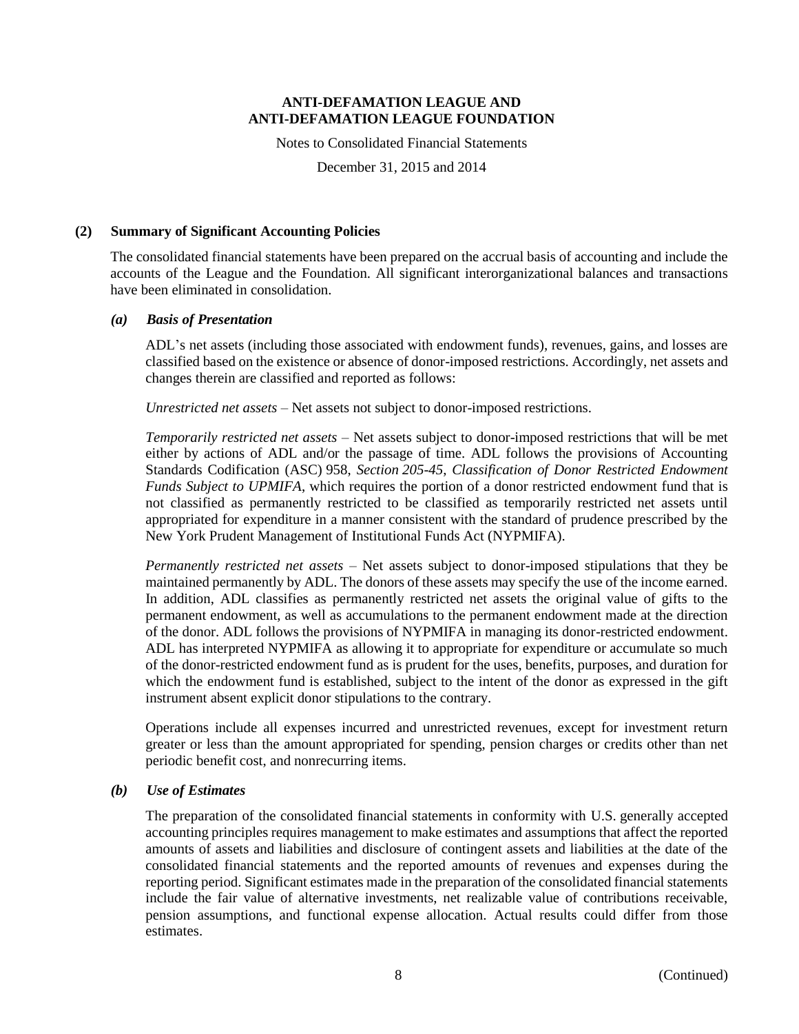## (2) Summary of Significant Accounting Policies

The consolidated financial statements have been prepared on the accrual basis of accounting and include the accounts of the League and the Foundation. All significant interorganizational balances and transactions have been eliminated in consolidation.

### *(a) Basis of Presentation*

ADL's net assets (including those associated with endowment funds), revenues, gains, and losses are classified based on the existence or absence of donor-imposed restrictions. Accordingly, net assets and changes therein are classified and reported as follows:

*Unrestricted net assets* – Net assets not subject to donor-imposed restrictions.

*Temporarily restricted net assets* – Net assets subject to donor-imposed restrictions that will be met either by actions of ADL and/or the passage of time. ADL follows the provisions of Accounting Standards Codification (ASC) 958, *Section 205-45, Classification of Donor Restricted Endowment Funds Subject to UPMIFA*, which requires the portion of a donor restricted endowment fund that is not classified as permanently restricted to be classified as temporarily restricted net assets until appropriated for expenditure in a manner consistent with the standard of prudence prescribed by the New York Prudent Management of Institutional Funds Act (NYPMIFA).

*Permanently restricted net assets* – Net assets subject to donor-imposed stipulations that they be maintained permanently by ADL. The donors of these assets may specify the use of the income earned. In addition, ADL classifies as permanently restricted net assets the original value of gifts to the permanent endowment, as well as accumulations to the permanent endowment made at the direction of the donor. ADL follows the provisions of NYPMIFA in managing its donor-restricted endowment. ADL has interpreted NYPMIFA as allowing it to appropriate for expenditure or accumulate so much of the donor-restricted endowment fund as is prudent for the uses, benefits, purposes, and duration for which the endowment fund is established, subject to the intent of the donor as expressed in the gift instrument absent explicit donor stipulations to the contrary.

Operations include all expenses incurred and unrestricted revenues, except for investment return greater or less than the amount appropriated for spending, pension charges or credits other than net periodic benefit cost, and nonrecurring items.

### *(b) Use of Estimates*

The preparation of the consolidated financial statements in conformity with U.S. generally accepted accounting principles requires management to make estimates and assumptions that affect the reported amounts of assets and liabilities and disclosure of contingent assets and liabilities at the date of the consolidated financial statements and the reported amounts of revenues and expenses during the reporting period. Significant estimates made in the preparation of the consolidated financial statements include the fair value of alternative investments, net realizable value of contributions receivable, pension assumptions, and functional expense allocation. Actual results could differ from those estimates.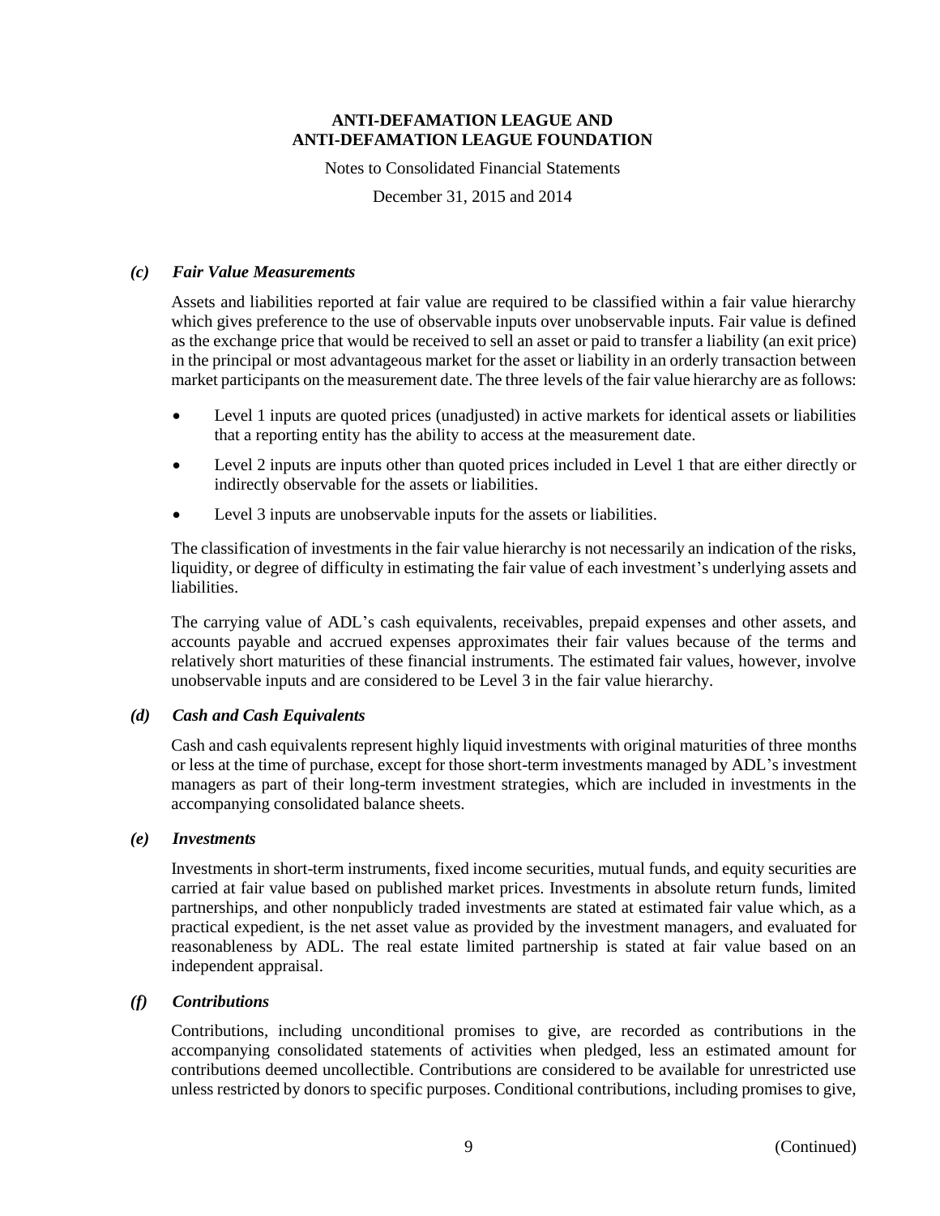### *(c) Fair Value Measurements*

Assets and liabilities reported at fair value are required to be classified within a fair value hierarchy which gives preference to the use of observable inputs over unobservable inputs. Fair value is defined as the exchange price that would be received to sell an asset or paid to transfer a liability (an exit price) in the principal or most advantageous market for the asset or liability in an orderly transaction between market participants on the measurement date. The three levels of the fair value hierarchy are as follows:

- Level 1 inputs are quoted prices (unadjusted) in active markets for identical assets or liabilities that a reporting entity has the ability to access at the measurement date.
- Level 2 inputs are inputs other than quoted prices included in Level 1 that are either directly or indirectly observable for the assets or liabilities.
- Level 3 inputs are unobservable inputs for the assets or liabilities.

The classification of investments in the fair value hierarchy is not necessarily an indication of the risks, liquidity, or degree of difficulty in estimating the fair value of each investment's underlying assets and liabilities.

The carrying value of ADL's cash equivalents, receivables, prepaid expenses and other assets, and accounts payable and accrued expenses approximates their fair values because of the terms and relatively short maturities of these financial instruments. The estimated fair values, however, involve unobservable inputs and are considered to be Level 3 in the fair value hierarchy.

### *(d) Cash and Cash Equivalents*

Cash and cash equivalents represent highly liquid investments with original maturities of three months or less at the time of purchase, except for those short-term investments managed by ADL's investment managers as part of their long-term investment strategies, which are included in investments in the accompanying consolidated balance sheets.

### *(e) Investments*

Investments in short-term instruments, fixed income securities, mutual funds, and equity securities are carried at fair value based on published market prices. Investments in absolute return funds, limited partnerships, and other nonpublicly traded investments are stated at estimated fair value which, as a practical expedient, is the net asset value as provided by the investment managers, and evaluated for reasonableness by ADL. The real estate limited partnership is stated at fair value based on an independent appraisal.

### *(f) Contributions*

Contributions, including unconditional promises to give, are recorded as contributions in the accompanying consolidated statements of activities when pledged, less an estimated amount for contributions deemed uncollectible. Contributions are considered to be available for unrestricted use unless restricted by donors to specific purposes. Conditional contributions, including promises to give,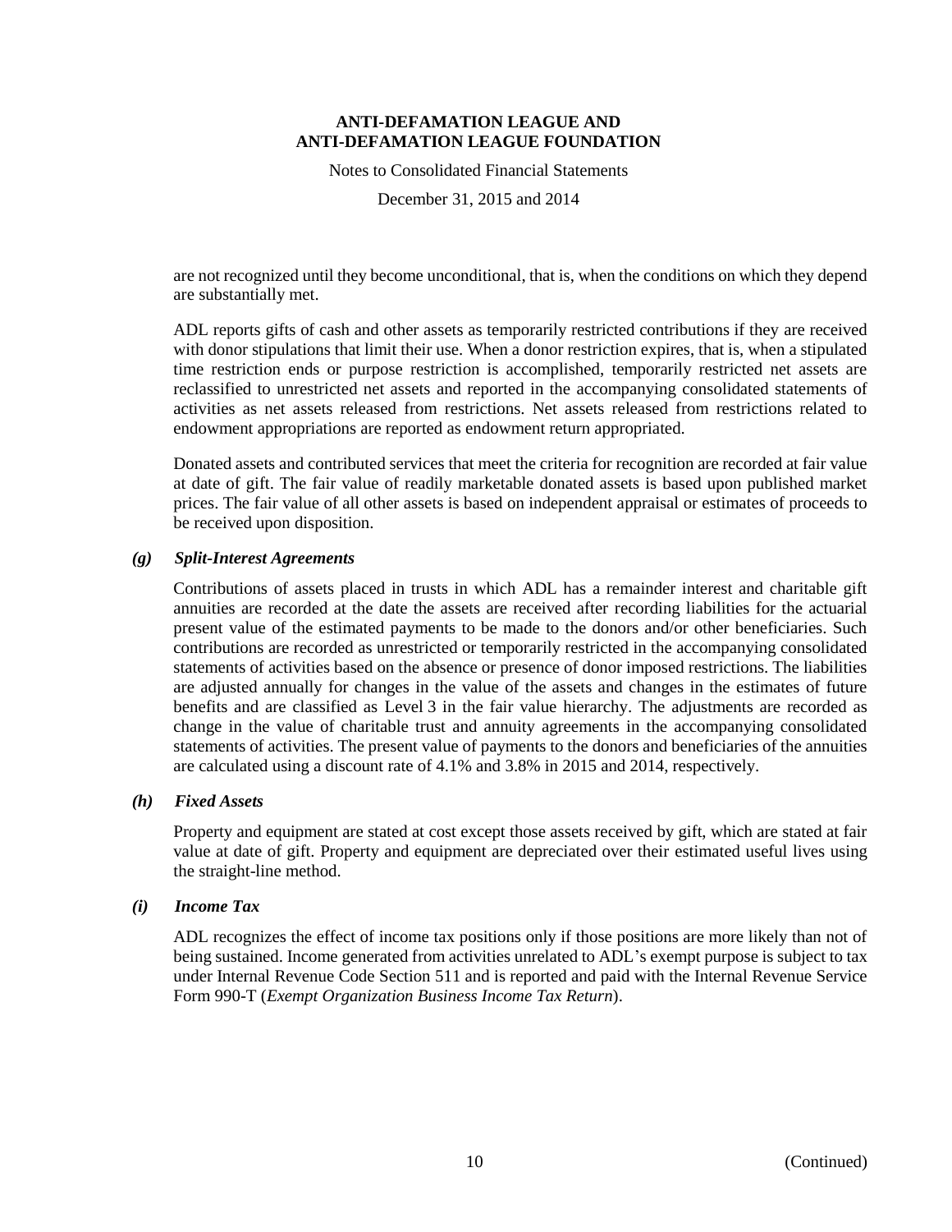are not recognized until they become unconditional, that is, when the conditions on which they depend are substantially met.

ADL reports gifts of cash and other assets as temporarily restricted contributions if they are received with donor stipulations that limit their use. When a donor restriction expires, that is, when a stipulated time restriction ends or purpose restriction is accomplished, temporarily restricted net assets are reclassified to unrestricted net assets and reported in the accompanying consolidated statements of activities as net assets released from restrictions. Net assets released from restrictions related to endowment appropriations are reported as endowment return appropriated.

Donated assets and contributed services that meet the criteria for recognition are recorded at fair value at date of gift. The fair value of readily marketable donated assets is based upon published market prices. The fair value of all other assets is based on independent appraisal or estimates of proceeds to be received upon disposition.

### *(g) Split-Interest Agreements*

Contributions of assets placed in trusts in which ADL has a remainder interest and charitable gift annuities are recorded at the date the assets are received after recording liabilities for the actuarial present value of the estimated payments to be made to the donors and/or other beneficiaries. Such contributions are recorded as unrestricted or temporarily restricted in the accompanying consolidated statements of activities based on the absence or presence of donor imposed restrictions. The liabilities are adjusted annually for changes in the value of the assets and changes in the estimates of future benefits and are classified as Level 3 in the fair value hierarchy. The adjustments are recorded as change in the value of charitable trust and annuity agreements in the accompanying consolidated statements of activities. The present value of payments to the donors and beneficiaries of the annuities are calculated using a discount rate of 4.1% and 3.8% in 2015 and 2014, respectively.

### *(h) Fixed Assets*

Property and equipment are stated at cost except those assets received by gift, which are stated at fair value at date of gift. Property and equipment are depreciated over their estimated useful lives using the straight-line method.

### *(i) Income Tax*

ADL recognizes the effect of income tax positions only if those positions are more likely than not of being sustained. Income generated from activities unrelated to ADL's exempt purpose is subject to tax under Internal Revenue Code Section 511 and is reported and paid with the Internal Revenue Service Form 990-T (*Exempt Organization Business Income Tax Return*).

(Continued)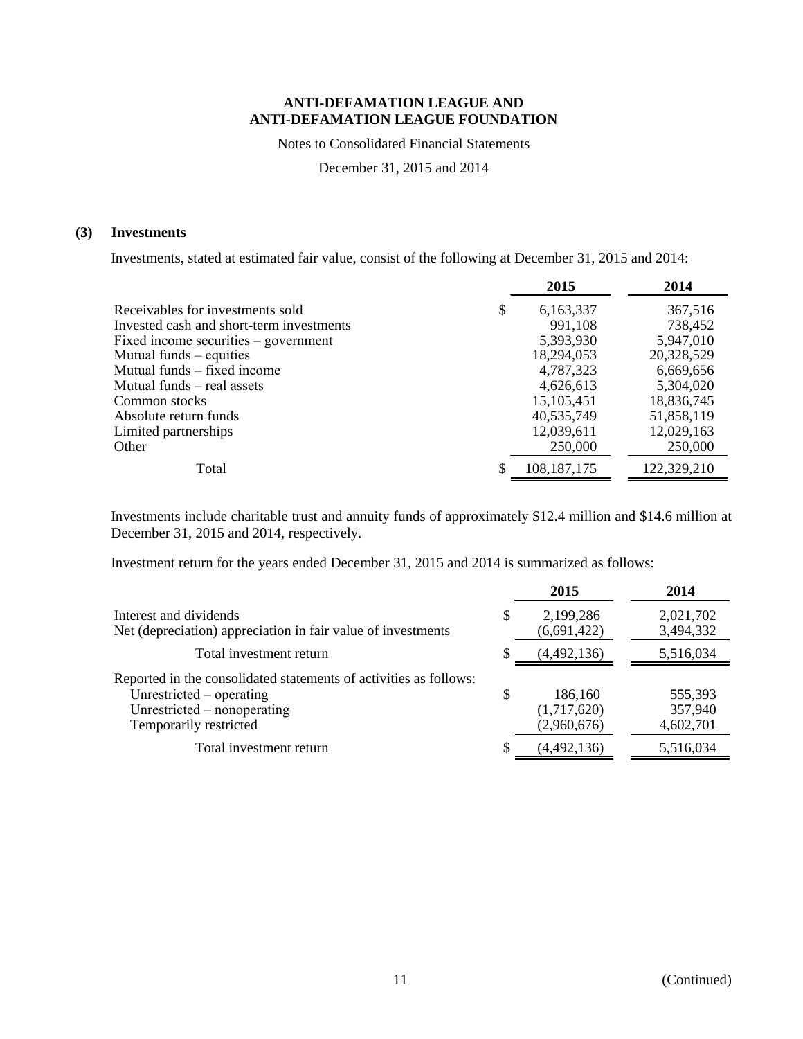# ANTI-DEFAMATION LEAGUE AND ANTI-DEFAMATION LEAGUE FOUNDATION

Notes to Consolidated Financial Statements

December 31, 2015 and 2014

## (3) Investments

Investments, stated at estimated fair value, consist of the following at December 31, 2015 and 2014:

| | 2015 | 2014 |
|---|---|---|
| Receivables for investments sold | $ 6,163,337 | 367,516 |
| Invested cash and short-term investments | 991,108 | 738,452 |
| Fixed income securities – government | 5,393,930 | 5,947,010 |
| Mutual funds – equities | 18,294,053 | 20,328,529 |
| Mutual funds – fixed income | 4,787,323 | 6,669,656 |
| Mutual funds – real assets | 4,626,613 | 5,304,020 |
| Common stocks | 15,105,451 | 18,836,745 |
| Absolute return funds | 40,535,749 | 51,858,119 |
| Limited partnerships | 12,039,611 | 12,029,163 |
| Other | 250,000 | 250,000 |
| Total | $ 108,187,175 | 122,329,210 |

Investments include charitable trust and annuity funds of approximately $12.4 million and $14.6 million at December 31, 2015 and 2014, respectively.

Investment return for the years ended December 31, 2015 and 2014 is summarized as follows:

| | 2015 | 2014 |
|---|---|---|
| Interest and dividends | $ 2,199,286 | 2,021,702 |
| Net (depreciation) appreciation in fair value of investments | (6,691,422) | 3,494,332 |
| Total investment return | $ (4,492,136) | 5,516,034 |
| Reported in the consolidated statements of activities as follows: | | |
| Unrestricted – operating | $ 186,160 | 555,393 |
| Unrestricted – nonoperating | (1,717,620) | 357,940 |
| Temporarily restricted | (2,960,676) | 4,602,701 |
| Total investment return | $ (4,492,136) | 5,516,034 |

(Continued)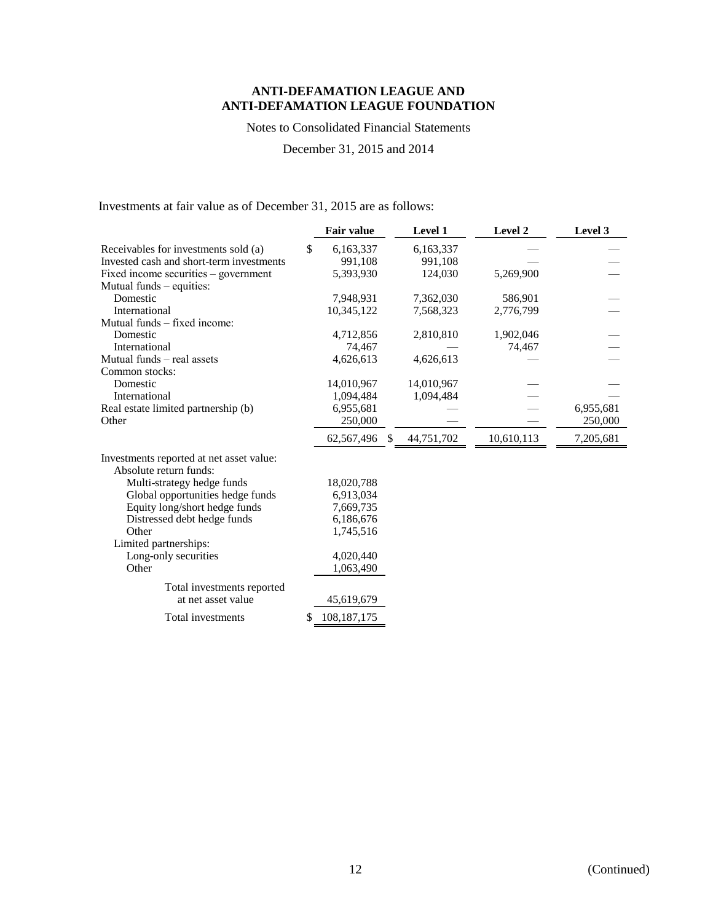# ANTI-DEFAMATION LEAGUE AND ANTI-DEFAMATION LEAGUE FOUNDATION

Notes to Consolidated Financial Statements

December 31, 2015 and 2014

Investments at fair value as of December 31, 2015 are as follows:

| | Fair value | Level 1 | Level 2 | Level 3 |
|---|---|---|---|---|
| Receivables for investments sold (a) | $ 6,163,337 | 6,163,337 | — | — |
| Invested cash and short-term investments | 991,108 | 991,108 | — | — |
| Fixed income securities – government | 5,393,930 | 124,030 | 5,269,900 | — |
| Mutual funds – equities: | | | | |
| Domestic | 7,948,931 | 7,362,030 | 586,901 | — |
| International | 10,345,122 | 7,568,323 | 2,776,799 | — |
| Mutual funds – fixed income: | | | | |
| Domestic | 4,712,856 | 2,810,810 | 1,902,046 | — |
| International | 74,467 | — | 74,467 | — |
| Mutual funds – real assets | 4,626,613 | 4,626,613 | — | — |
| Common stocks: | | | | |
| Domestic | 14,010,967 | 14,010,967 | — | — |
| International | 1,094,484 | 1,094,484 | — | — |
| Real estate limited partnership (b) | 6,955,681 | — | — | 6,955,681 |
| Other | 250,000 | — | — | 250,000 |
| | 62,567,496 | $ 44,751,702 | 10,610,113 | 7,205,681 |
| Investments reported at net asset value: | | | | |
| Absolute return funds: | | | | |
| Multi-strategy hedge funds | 18,020,788 | | | |
| Global opportunities hedge funds | 6,913,034 | | | |
| Equity long/short hedge funds | 7,669,735 | | | |
| Distressed debt hedge funds | 6,186,676 | | | |
| Other | 1,745,516 | | | |
| Limited partnerships: | | | | |
| Long-only securities | 4,020,440 | | | |
| Other | 1,063,490 | | | |
| Total investments reported at net asset value | 45,619,679 | | | |
| Total investments | $ 108,187,175 | | | |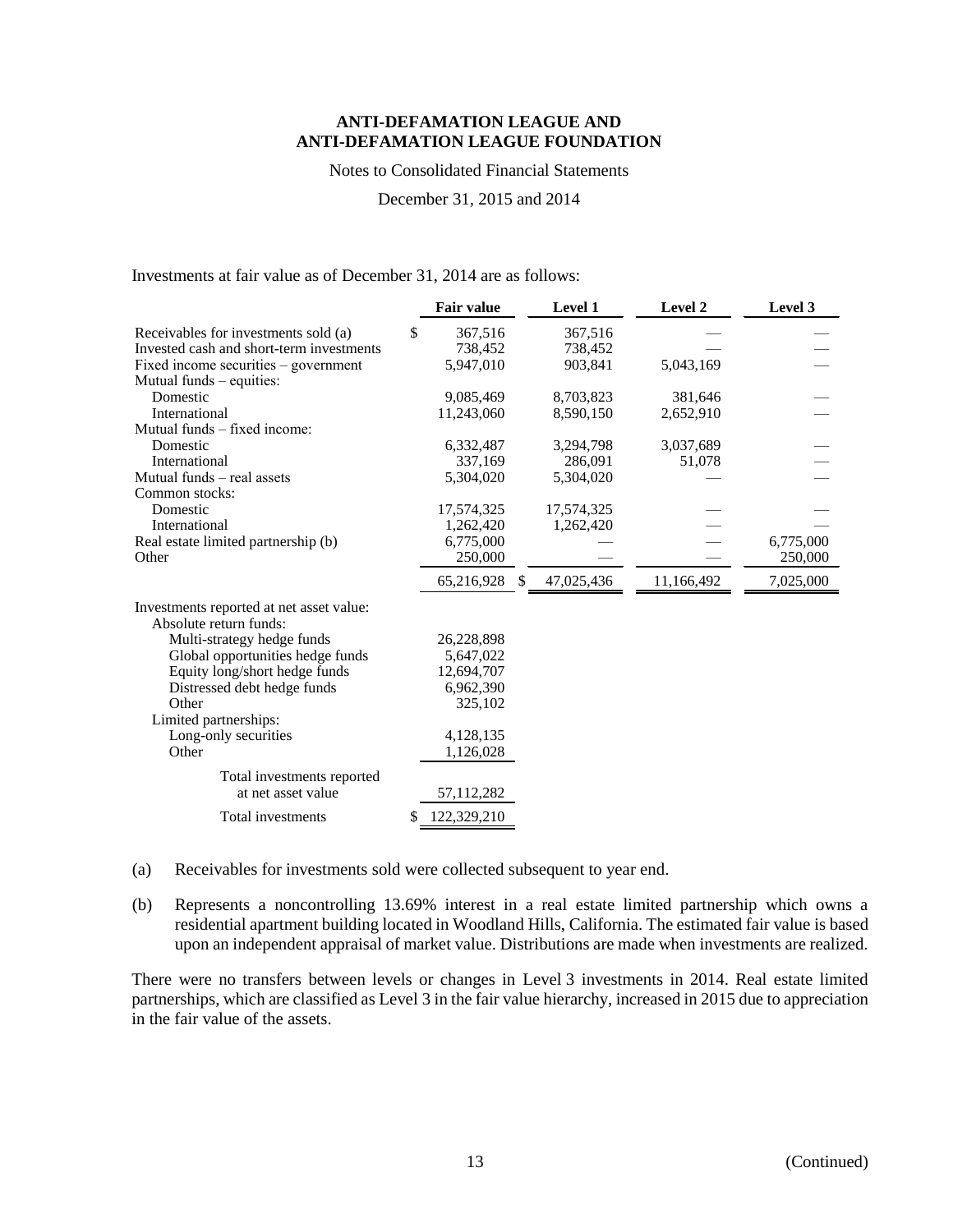Investments at fair value as of December 31, 2014 are as follows:

| | Fair value | Level 1 | Level 2 | Level 3 |
|---|---|---|---|---|
| Receivables for investments sold (a) | $ 367,516 | 367,516 | — | — |
| Invested cash and short-term investments | 738,452 | 738,452 | — | — |
| Fixed income securities – government | 5,947,010 | 903,841 | 5,043,169 | — |
| Mutual funds – equities: | | | | |
| Domestic | 9,085,469 | 8,703,823 | 381,646 | — |
| International | 11,243,060 | 8,590,150 | 2,652,910 | — |
| Mutual funds – fixed income: | | | | |
| Domestic | 6,332,487 | 3,294,798 | 3,037,689 | — |
| International | 337,169 | 286,091 | 51,078 | — |
| Mutual funds – real assets | 5,304,020 | 5,304,020 | — | — |
| Common stocks: | | | | |
| Domestic | 17,574,325 | 17,574,325 | — | — |
| International | 1,262,420 | 1,262,420 | — | — |
| Real estate limited partnership (b) | 6,775,000 | — | — | 6,775,000 |
| Other | 250,000 | — | — | 250,000 |
| | 65,216,928 | $ 47,025,436 | 11,166,492 | 7,025,000 |
| Investments reported at net asset value: | | | | |
| Absolute return funds: | | | | |
| Multi-strategy hedge funds | 26,228,898 | | | |
| Global opportunities hedge funds | 5,647,022 | | | |
| Equity long/short hedge funds | 12,694,707 | | | |
| Distressed debt hedge funds | 6,962,390 | | | |
| Other | 325,102 | | | |
| Limited partnerships: | | | | |
| Long-only securities | 4,128,135 | | | |
| Other | 1,126,028 | | | |
| Total investments reported at net asset value | 57,112,282 | | | |
| Total investments | $ 122,329,210 | | | |

(a) Receivables for investments sold were collected subsequent to year end.

(b) Represents a noncontrolling 13.69% interest in a real estate limited partnership which owns a residential apartment building located in Woodland Hills, California. The estimated fair value is based upon an independent appraisal of market value. Distributions are made when investments are realized.

There were no transfers between levels or changes in Level 3 investments in 2014. Real estate limited partnerships, which are classified as Level 3 in the fair value hierarchy, increased in 2015 due to appreciation in the fair value of the assets.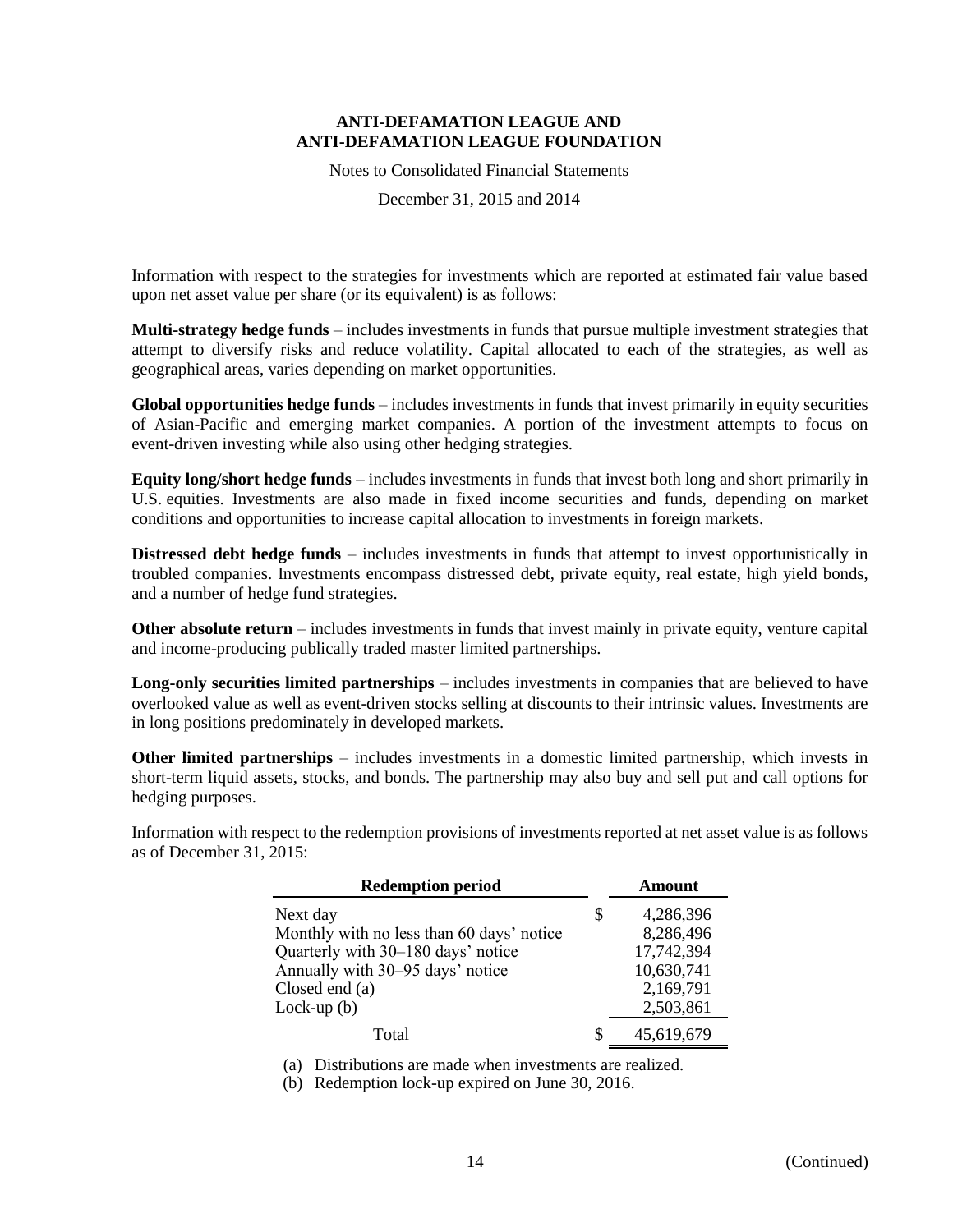Information with respect to the strategies for investments which are reported at estimated fair value based upon net asset value per share (or its equivalent) is as follows:

**Multi-strategy hedge funds** – includes investments in funds that pursue multiple investment strategies that attempt to diversify risks and reduce volatility. Capital allocated to each of the strategies, as well as geographical areas, varies depending on market opportunities.

**Global opportunities hedge funds** – includes investments in funds that invest primarily in equity securities of Asian-Pacific and emerging market companies. A portion of the investment attempts to focus on event-driven investing while also using other hedging strategies.

**Equity long/short hedge funds** – includes investments in funds that invest both long and short primarily in U.S. equities. Investments are also made in fixed income securities and funds, depending on market conditions and opportunities to increase capital allocation to investments in foreign markets.

**Distressed debt hedge funds** – includes investments in funds that attempt to invest opportunistically in troubled companies. Investments encompass distressed debt, private equity, real estate, high yield bonds, and a number of hedge fund strategies.

**Other absolute return** – includes investments in funds that invest mainly in private equity, venture capital and income-producing publically traded master limited partnerships.

**Long-only securities limited partnerships** – includes investments in companies that are believed to have overlooked value as well as event-driven stocks selling at discounts to their intrinsic values. Investments are in long positions predominately in developed markets.

**Other limited partnerships** – includes investments in a domestic limited partnership, which invests in short-term liquid assets, stocks, and bonds. The partnership may also buy and sell put and call options for hedging purposes.

Information with respect to the redemption provisions of investments reported at net asset value is as follows as of December 31, 2015:

| Redemption period | Amount |
|---|---|
| Next day | $ 4,286,396 |
| Monthly with no less than 60 days' notice | 8,286,496 |
| Quarterly with 30–180 days' notice | 17,742,394 |
| Annually with 30–95 days' notice | 10,630,741 |
| Closed end (a) | 2,169,791 |
| Lock-up (b) | 2,503,861 |
| Total | $ 45,619,679 |

(a) Distributions are made when investments are realized.

(b) Redemption lock-up expired on June 30, 2016.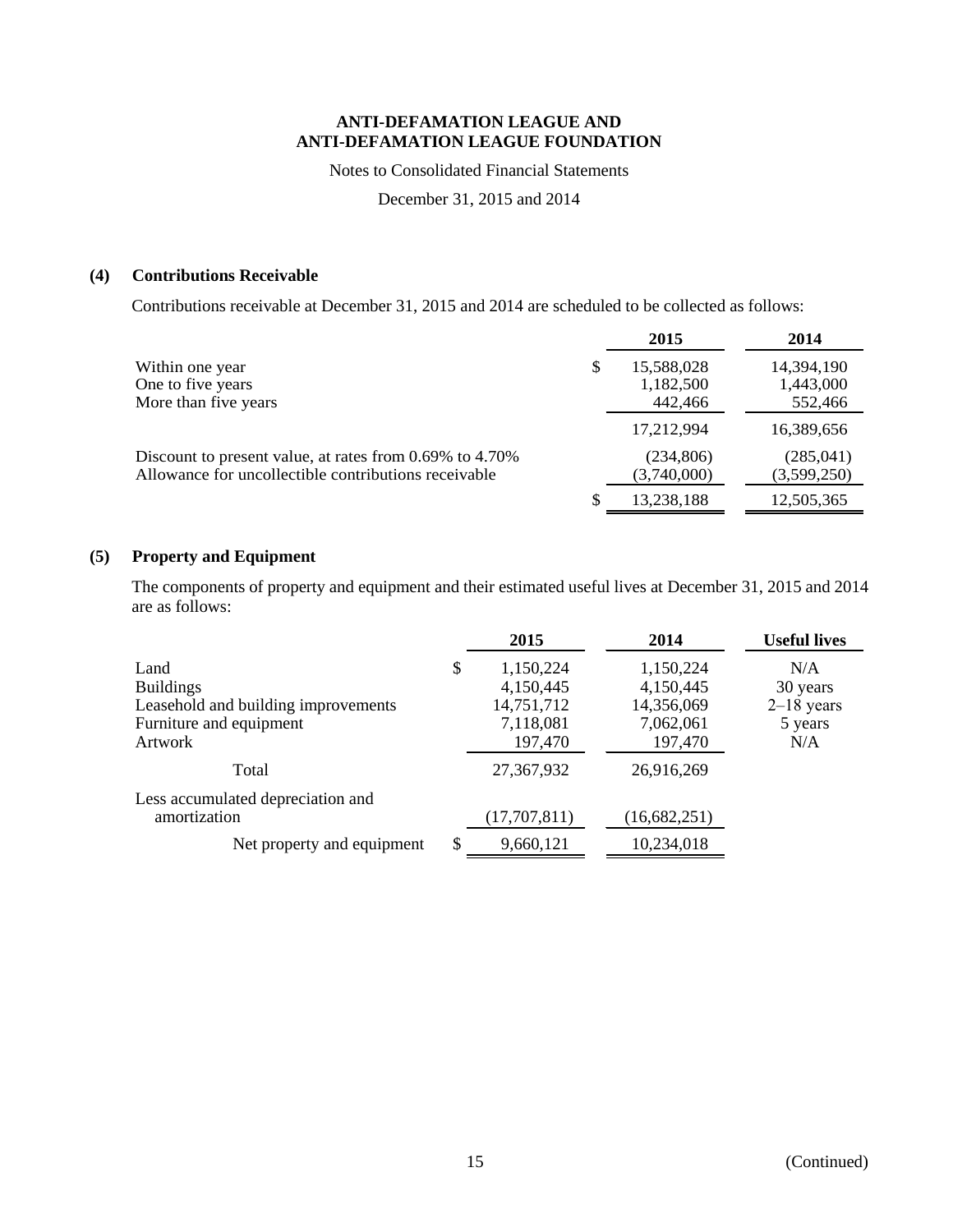# ANTI-DEFAMATION LEAGUE AND ANTI-DEFAMATION LEAGUE FOUNDATION

Notes to Consolidated Financial Statements

December 31, 2015 and 2014

## (4) Contributions Receivable

Contributions receivable at December 31, 2015 and 2014 are scheduled to be collected as follows:

| | 2015 | 2014 |
|---|---|---|
| Within one year | $ 15,588,028 | 14,394,190 |
| One to five years | 1,182,500 | 1,443,000 |
| More than five years | 442,466 | 552,466 |
| | 17,212,994 | 16,389,656 |
| Discount to present value, at rates from 0.69% to 4.70% | (234,806) | (285,041) |
| Allowance for uncollectible contributions receivable | (3,740,000) | (3,599,250) |
| | $ 13,238,188 | 12,505,365 |

## (5) Property and Equipment

The components of property and equipment and their estimated useful lives at December 31, 2015 and 2014 are as follows:

| | 2015 | 2014 | Useful lives |
|---|---|---|---|
| Land | $ 1,150,224 | 1,150,224 | N/A |
| Buildings | 4,150,445 | 4,150,445 | 30 years |
| Leasehold and building improvements | 14,751,712 | 14,356,069 | 2–18 years |
| Furniture and equipment | 7,118,081 | 7,062,061 | 5 years |
| Artwork | 197,470 | 197,470 | N/A |
| Total | 27,367,932 | 26,916,269 | |
| Less accumulated depreciation and amortization | (17,707,811) | (16,682,251) | |
| Net property and equipment | $ 9,660,121 | 10,234,018 | |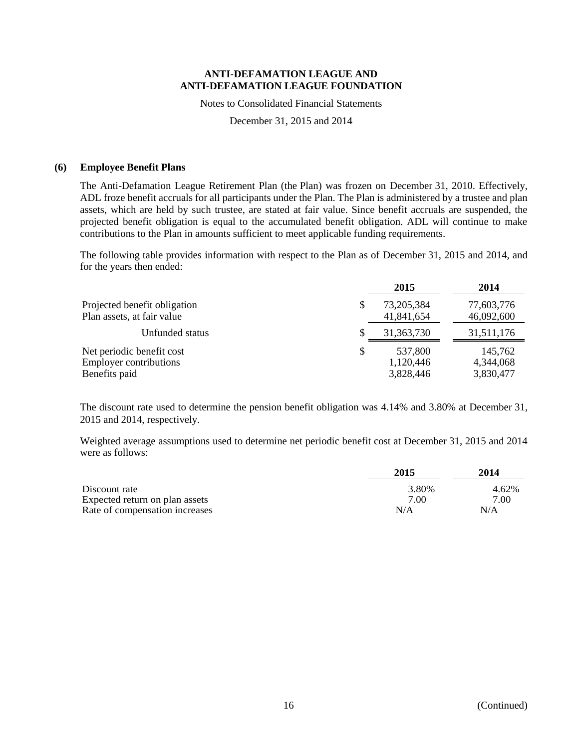**ANTI-DEFAMATION LEAGUE AND ANTI-DEFAMATION LEAGUE FOUNDATION**

Notes to Consolidated Financial Statements

December 31, 2015 and 2014

## (6) Employee Benefit Plans

The Anti-Defamation League Retirement Plan (the Plan) was frozen on December 31, 2010. Effectively, ADL froze benefit accruals for all participants under the Plan. The Plan is administered by a trustee and plan assets, which are held by such trustee, are stated at fair value. Since benefit accruals are suspended, the projected benefit obligation is equal to the accumulated benefit obligation. ADL will continue to make contributions to the Plan in amounts sufficient to meet applicable funding requirements.

The following table provides information with respect to the Plan as of December 31, 2015 and 2014, and for the years then ended:

| | | 2015 | 2014 |
|---|---|---|---|
| Projected benefit obligation | $ | 73,205,384 | 77,603,776 |
| Plan assets, at fair value | | 41,841,654 | 46,092,600 |
| Unfunded status | $ | 31,363,730 | 31,511,176 |
| Net periodic benefit cost | $ | 537,800 | 145,762 |
| Employer contributions | | 1,120,446 | 4,344,068 |
| Benefits paid | | 3,828,446 | 3,830,477 |

The discount rate used to determine the pension benefit obligation was 4.14% and 3.80% at December 31, 2015 and 2014, respectively.

Weighted average assumptions used to determine net periodic benefit cost at December 31, 2015 and 2014 were as follows:

| | 2015 | 2014 |
|---|---|---|
| Discount rate | 3.80% | 4.62% |
| Expected return on plan assets | 7.00 | 7.00 |
| Rate of compensation increases | N/A | N/A |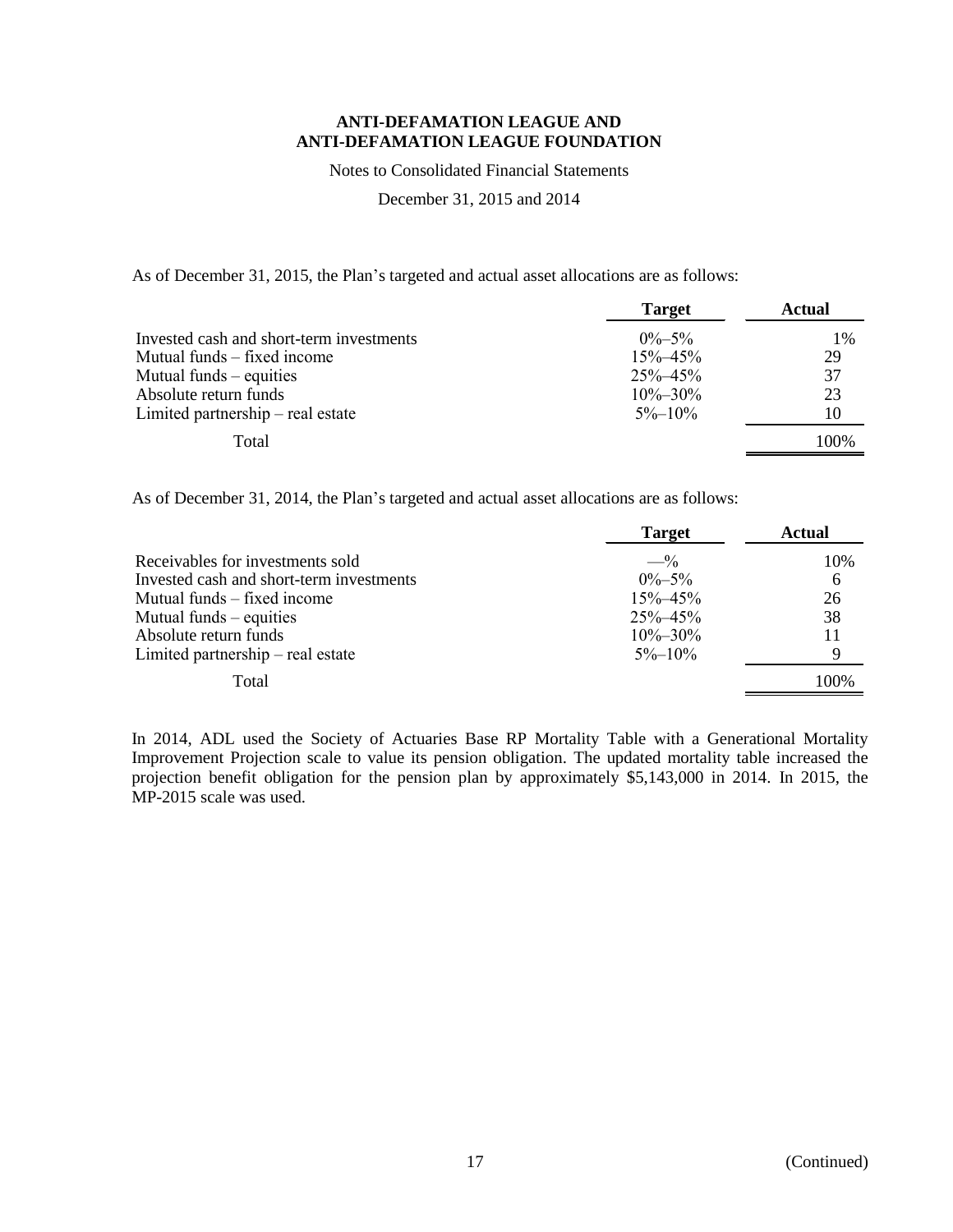As of December 31, 2015, the Plan's targeted and actual asset allocations are as follows:

| | Target | Actual |
|---|---|---|
| Invested cash and short-term investments | 0%–5% | 1% |
| Mutual funds – fixed income | 15%–45% | 29 |
| Mutual funds – equities | 25%–45% | 37 |
| Absolute return funds | 10%–30% | 23 |
| Limited partnership – real estate | 5%–10% | 10 |
| Total | | 100% |

As of December 31, 2014, the Plan's targeted and actual asset allocations are as follows:

| | Target | Actual |
|---|---|---|
| Receivables for investments sold | —% | 10% |
| Invested cash and short-term investments | 0%–5% | 6 |
| Mutual funds – fixed income | 15%–45% | 26 |
| Mutual funds – equities | 25%–45% | 38 |
| Absolute return funds | 10%–30% | 11 |
| Limited partnership – real estate | 5%–10% | 9 |
| Total | | 100% |

In 2014, ADL used the Society of Actuaries Base RP Mortality Table with a Generational Mortality Improvement Projection scale to value its pension obligation. The updated mortality table increased the projection benefit obligation for the pension plan by approximately $5,143,000 in 2014. In 2015, the MP-2015 scale was used.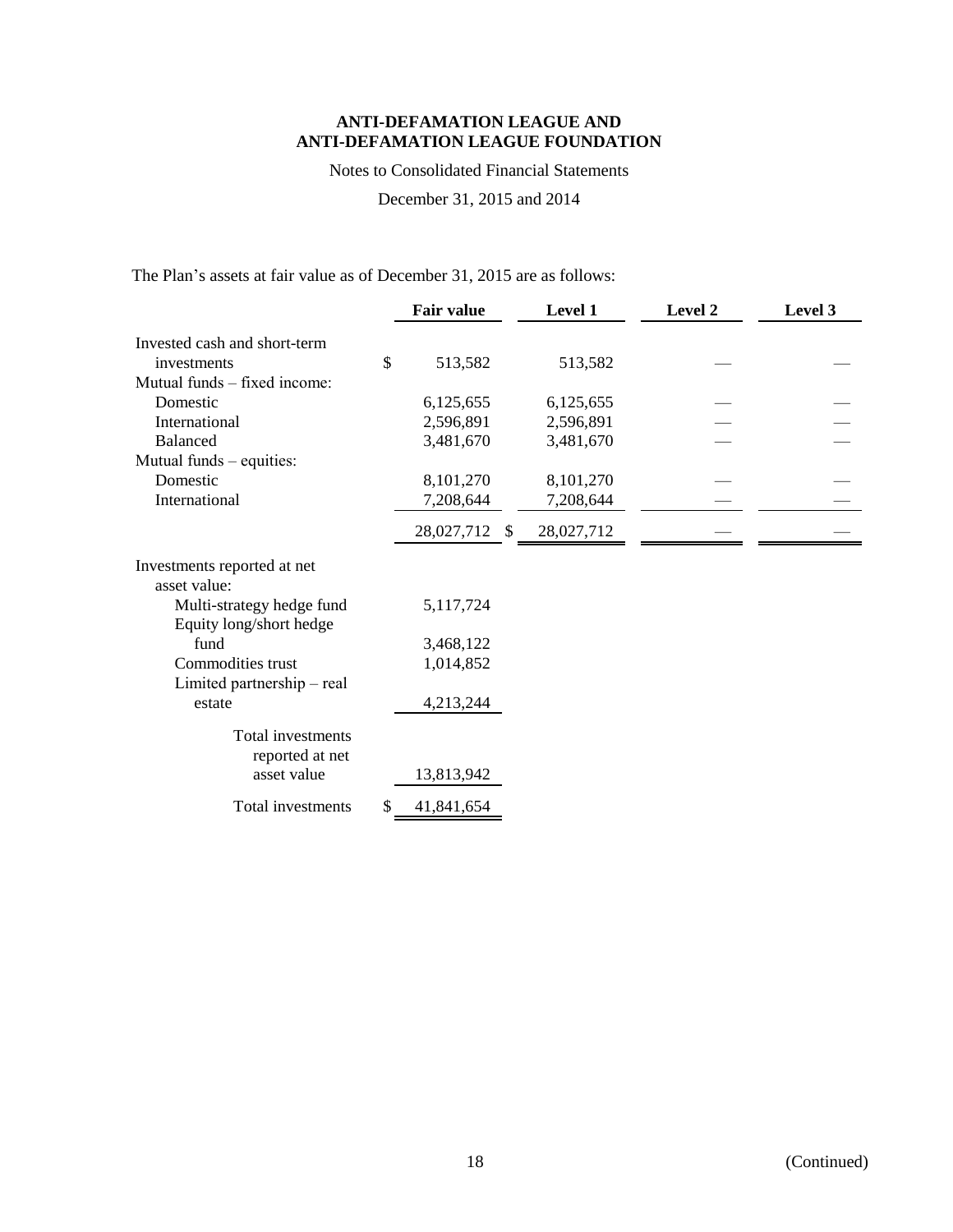**ANTI-DEFAMATION LEAGUE AND ANTI-DEFAMATION LEAGUE FOUNDATION**

Notes to Consolidated Financial Statements

December 31, 2015 and 2014

The Plan's assets at fair value as of December 31, 2015 are as follows:

| | Fair value | Level 1 | Level 2 | Level 3 |
|---|---|---|---|---|
| Invested cash and short-term investments | $ 513,582 | 513,582 | — | — |
| Mutual funds – fixed income: | | | | |
| Domestic | 6,125,655 | 6,125,655 | — | — |
| International | 2,596,891 | 2,596,891 | — | — |
| Balanced | 3,481,670 | 3,481,670 | — | — |
| Mutual funds – equities: | | | | |
| Domestic | 8,101,270 | 8,101,270 | — | — |
| International | 7,208,644 | 7,208,644 | — | — |
| | 28,027,712 | $ 28,027,712 | — | — |
| Investments reported at net asset value: | | | | |
| Multi-strategy hedge fund | 5,117,724 | | | |
| Equity long/short hedge fund | 3,468,122 | | | |
| Commodities trust | 1,014,852 | | | |
| Limited partnership – real estate | 4,213,244 | | | |
| Total investments reported at net asset value | 13,813,942 | | | |
| Total investments | $ 41,841,654 | | | |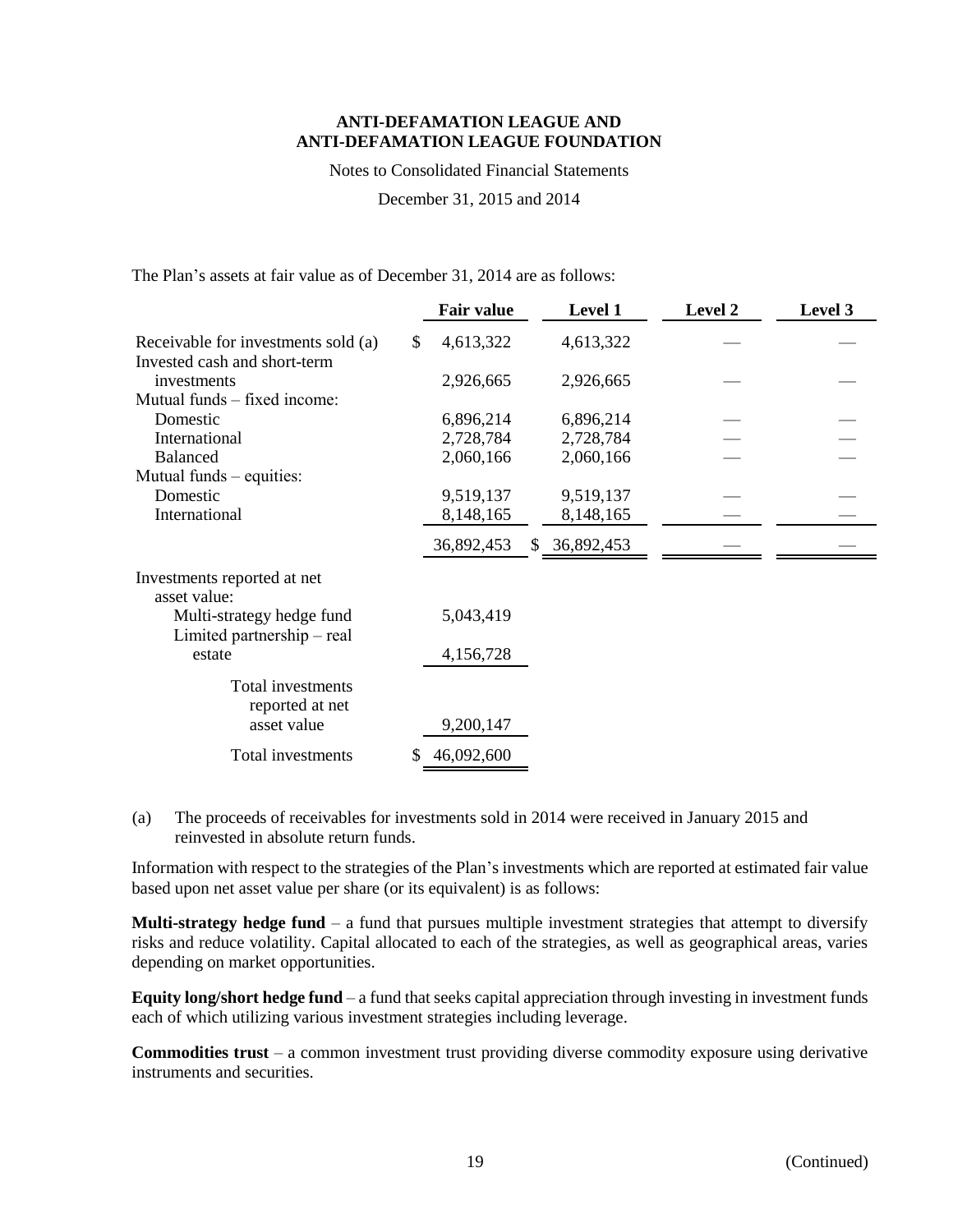The Plan's assets at fair value as of December 31, 2014 are as follows:

| | Fair value | Level 1 | Level 2 | Level 3 |
|---|---|---|---|---|
| Receivable for investments sold (a) | $ 4,613,322 | 4,613,322 | — | — |
| Invested cash and short-term investments | 2,926,665 | 2,926,665 | — | — |
| Mutual funds – fixed income: | | | | |
| Domestic | 6,896,214 | 6,896,214 | — | — |
| International | 2,728,784 | 2,728,784 | — | — |
| Balanced | 2,060,166 | 2,060,166 | — | — |
| Mutual funds – equities: | | | | |
| Domestic | 9,519,137 | 9,519,137 | — | — |
| International | 8,148,165 | 8,148,165 | — | — |
| | 36,892,453 | $ 36,892,453 | — | — |
| Investments reported at net asset value: | | | | |
| Multi-strategy hedge fund | 5,043,419 | | | |
| Limited partnership – real estate | 4,156,728 | | | |
| Total investments reported at net asset value | 9,200,147 | | | |
| Total investments | $ 46,092,600 | | | |

(a) The proceeds of receivables for investments sold in 2014 were received in January 2015 and reinvested in absolute return funds.

Information with respect to the strategies of the Plan's investments which are reported at estimated fair value based upon net asset value per share (or its equivalent) is as follows:

**Multi-strategy hedge fund** – a fund that pursues multiple investment strategies that attempt to diversify risks and reduce volatility. Capital allocated to each of the strategies, as well as geographical areas, varies depending on market opportunities.

**Equity long/short hedge fund** – a fund that seeks capital appreciation through investing in investment funds each of which utilizing various investment strategies including leverage.

**Commodities trust** – a common investment trust providing diverse commodity exposure using derivative instruments and securities.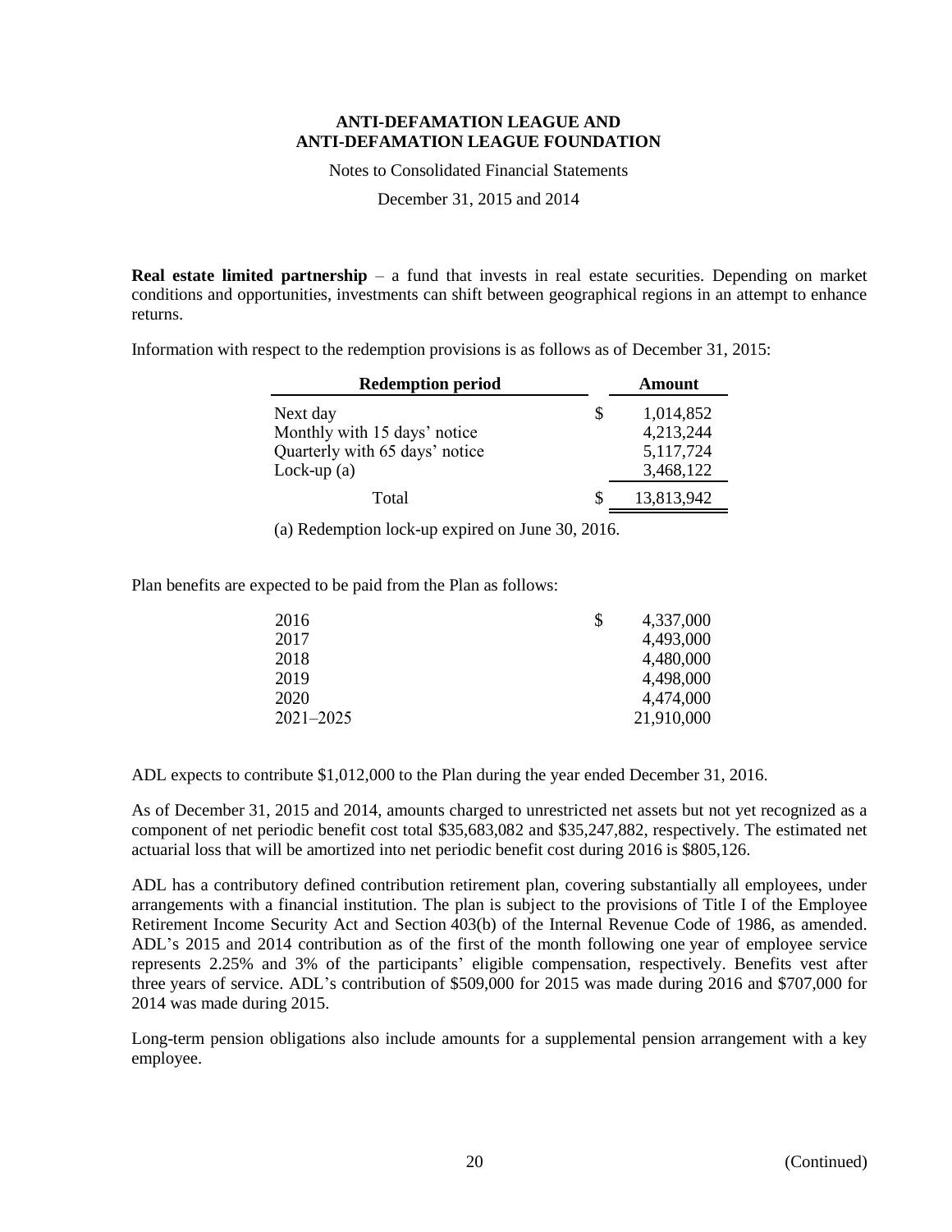**Real estate limited partnership** – a fund that invests in real estate securities. Depending on market conditions and opportunities, investments can shift between geographical regions in an attempt to enhance returns.

Information with respect to the redemption provisions is as follows as of December 31, 2015:

| Redemption period | | Amount |
|---|---|---|
| Next day | $ | 1,014,852 |
| Monthly with 15 days' notice | | 4,213,244 |
| Quarterly with 65 days' notice | | 5,117,724 |
| Lock-up (a) | | 3,468,122 |
| Total | $ | 13,813,942 |

(a) Redemption lock-up expired on June 30, 2016.

Plan benefits are expected to be paid from the Plan as follows:

| | | |
|---|---|---|
| 2016 | $ | 4,337,000 |
| 2017 | | 4,493,000 |
| 2018 | | 4,480,000 |
| 2019 | | 4,498,000 |
| 2020 | | 4,474,000 |
| 2021–2025 | | 21,910,000 |

ADL expects to contribute $1,012,000 to the Plan during the year ended December 31, 2016.

As of December 31, 2015 and 2014, amounts charged to unrestricted net assets but not yet recognized as a component of net periodic benefit cost total $35,683,082 and $35,247,882, respectively. The estimated net actuarial loss that will be amortized into net periodic benefit cost during 2016 is $805,126.

ADL has a contributory defined contribution retirement plan, covering substantially all employees, under arrangements with a financial institution. The plan is subject to the provisions of Title I of the Employee Retirement Income Security Act and Section 403(b) of the Internal Revenue Code of 1986, as amended. ADL's 2015 and 2014 contribution as of the first of the month following one year of employee service represents 2.25% and 3% of the participants' eligible compensation, respectively. Benefits vest after three years of service. ADL's contribution of $509,000 for 2015 was made during 2016 and $707,000 for 2014 was made during 2015.

Long-term pension obligations also include amounts for a supplemental pension arrangement with a key employee.

(Continued)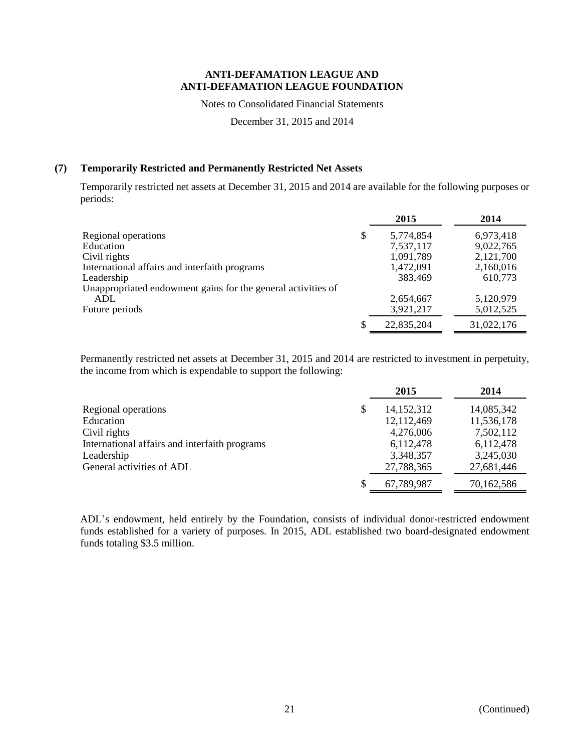## (7) Temporarily Restricted and Permanently Restricted Net Assets

Temporarily restricted net assets at December 31, 2015 and 2014 are available for the following purposes or periods:

| | 2015 | 2014 |
|---|---|---|
| Regional operations | $ 5,774,854 | 6,973,418 |
| Education | 7,537,117 | 9,022,765 |
| Civil rights | 1,091,789 | 2,121,700 |
| International affairs and interfaith programs | 1,472,091 | 2,160,016 |
| Leadership | 383,469 | 610,773 |
| Unappropriated endowment gains for the general activities of ADL | 2,654,667 | 5,120,979 |
| Future periods | 3,921,217 | 5,012,525 |
| | $ 22,835,204 | 31,022,176 |

Permanently restricted net assets at December 31, 2015 and 2014 are restricted to investment in perpetuity, the income from which is expendable to support the following:

| | 2015 | 2014 |
|---|---|---|
| Regional operations | $ 14,152,312 | 14,085,342 |
| Education | 12,112,469 | 11,536,178 |
| Civil rights | 4,276,006 | 7,502,112 |
| International affairs and interfaith programs | 6,112,478 | 6,112,478 |
| Leadership | 3,348,357 | 3,245,030 |
| General activities of ADL | 27,788,365 | 27,681,446 |
| | $ 67,789,987 | 70,162,586 |

ADL's endowment, held entirely by the Foundation, consists of individual donor-restricted endowment funds established for a variety of purposes. In 2015, ADL established two board-designated endowment funds totaling $3.5 million.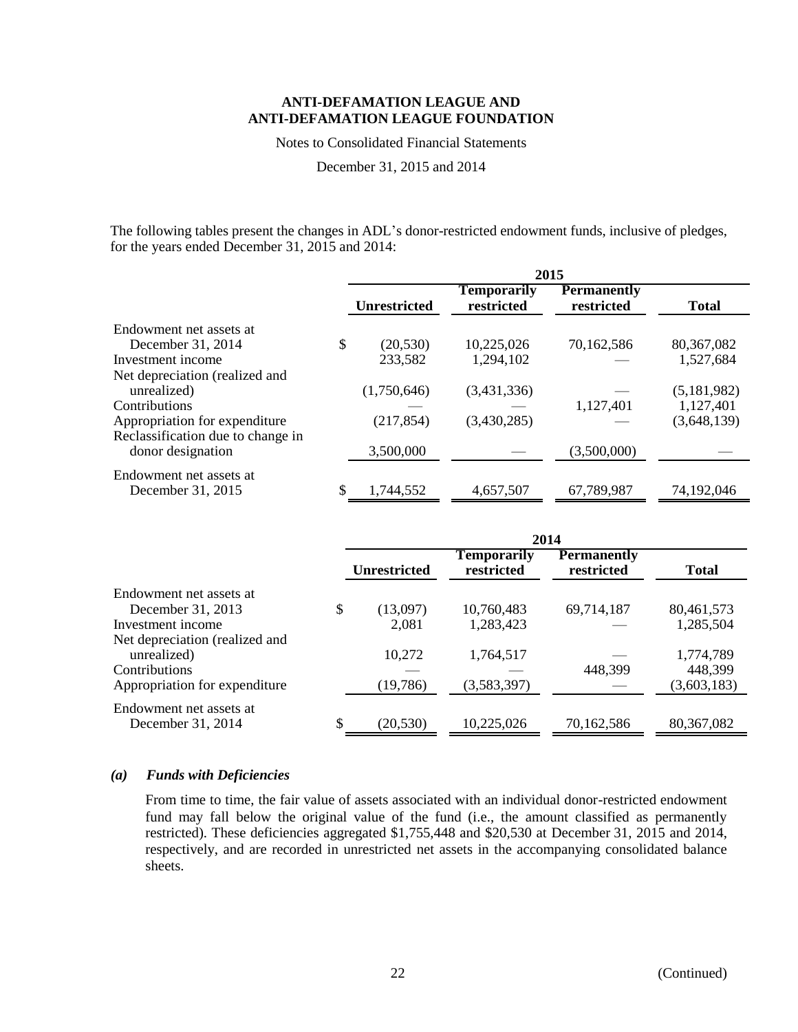# ANTI-DEFAMATION LEAGUE AND ANTI-DEFAMATION LEAGUE FOUNDATION

Notes to Consolidated Financial Statements

December 31, 2015 and 2014

The following tables present the changes in ADL's donor-restricted endowment funds, inclusive of pledges, for the years ended December 31, 2015 and 2014:

| | 2015 | | | |
|---|---|---|---|---|
| | Unrestricted | Temporarily restricted | Permanently restricted | Total |
| Endowment net assets at December 31, 2014 | $ (20,530) | 10,225,026 | 70,162,586 | 80,367,082 |
| Investment income | 233,582 | 1,294,102 | — | 1,527,684 |
| Net depreciation (realized and unrealized) | (1,750,646) | (3,431,336) | — | (5,181,982) |
| Contributions | — | — | 1,127,401 | 1,127,401 |
| Appropriation for expenditure | (217,854) | (3,430,285) | — | (3,648,139) |
| Reclassification due to change in donor designation | 3,500,000 | — | (3,500,000) | — |
| Endowment net assets at December 31, 2015 | $ 1,744,552 | 4,657,507 | 67,789,987 | 74,192,046 |

| | 2014 | | | |
|---|---|---|---|---|
| | Unrestricted | Temporarily restricted | Permanently restricted | Total |
| Endowment net assets at December 31, 2013 | $ (13,097) | 10,760,483 | 69,714,187 | 80,461,573 |
| Investment income | 2,081 | 1,283,423 | — | 1,285,504 |
| Net depreciation (realized and unrealized) | 10,272 | 1,764,517 | — | 1,774,789 |
| Contributions | — | — | 448,399 | 448,399 |
| Appropriation for expenditure | (19,786) | (3,583,397) | — | (3,603,183) |
| Endowment net assets at December 31, 2014 | $ (20,530) | 10,225,026 | 70,162,586 | 80,367,082 |

### *(a) Funds with Deficiencies*

From time to time, the fair value of assets associated with an individual donor-restricted endowment fund may fall below the original value of the fund (i.e., the amount classified as permanently restricted). These deficiencies aggregated $1,755,448 and $20,530 at December 31, 2015 and 2014, respectively, and are recorded in unrestricted net assets in the accompanying consolidated balance sheets.

(Continued)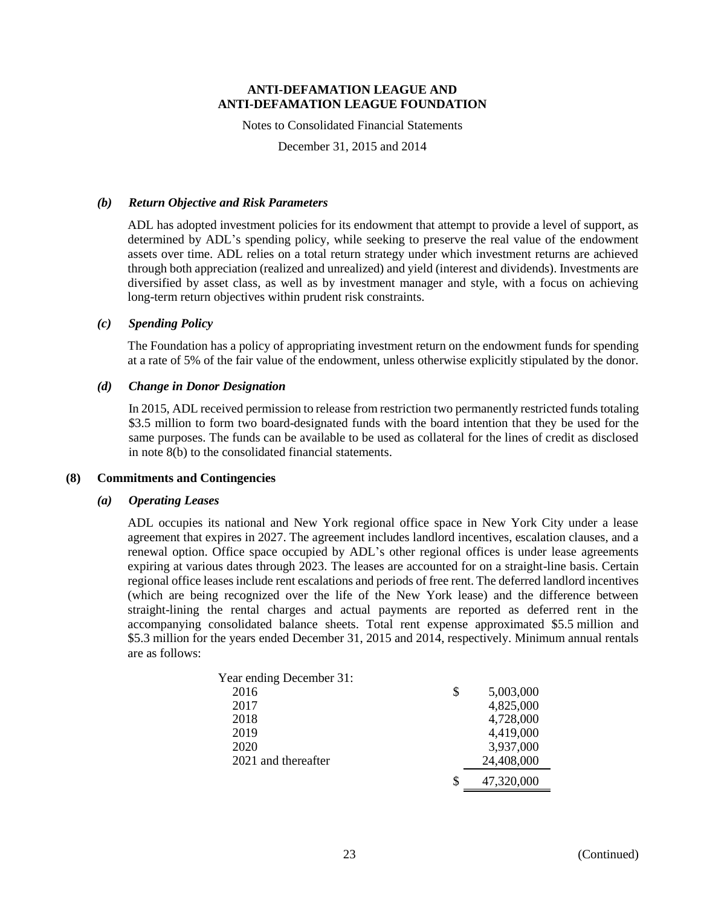# ANTI-DEFAMATION LEAGUE AND ANTI-DEFAMATION LEAGUE FOUNDATION

Notes to Consolidated Financial Statements

December 31, 2015 and 2014

### *(b) Return Objective and Risk Parameters*

ADL has adopted investment policies for its endowment that attempt to provide a level of support, as determined by ADL's spending policy, while seeking to preserve the real value of the endowment assets over time. ADL relies on a total return strategy under which investment returns are achieved through both appreciation (realized and unrealized) and yield (interest and dividends). Investments are diversified by asset class, as well as by investment manager and style, with a focus on achieving long-term return objectives within prudent risk constraints.

### *(c) Spending Policy*

The Foundation has a policy of appropriating investment return on the endowment funds for spending at a rate of 5% of the fair value of the endowment, unless otherwise explicitly stipulated by the donor.

### *(d) Change in Donor Designation*

In 2015, ADL received permission to release from restriction two permanently restricted funds totaling $3.5 million to form two board-designated funds with the board intention that they be used for the same purposes. The funds can be available to be used as collateral for the lines of credit as disclosed in note 8(b) to the consolidated financial statements.

## (8) Commitments and Contingencies

### *(a) Operating Leases*

ADL occupies its national and New York regional office space in New York City under a lease agreement that expires in 2027. The agreement includes landlord incentives, escalation clauses, and a renewal option. Office space occupied by ADL's other regional offices is under lease agreements expiring at various dates through 2023. The leases are accounted for on a straight-line basis. Certain regional office leases include rent escalations and periods of free rent. The deferred landlord incentives (which are being recognized over the life of the New York lease) and the difference between straight-lining the rental charges and actual payments are reported as deferred rent in the accompanying consolidated balance sheets. Total rent expense approximated $5.5 million and $5.3 million for the years ended December 31, 2015 and 2014, respectively. Minimum annual rentals are as follows:

| Year ending December 31: | |
|---|---|
| 2016 | $ 5,003,000 |
| 2017 | 4,825,000 |
| 2018 | 4,728,000 |
| 2019 | 4,419,000 |
| 2020 | 3,937,000 |
| 2021 and thereafter | 24,408,000 |
| | $ 47,320,000 |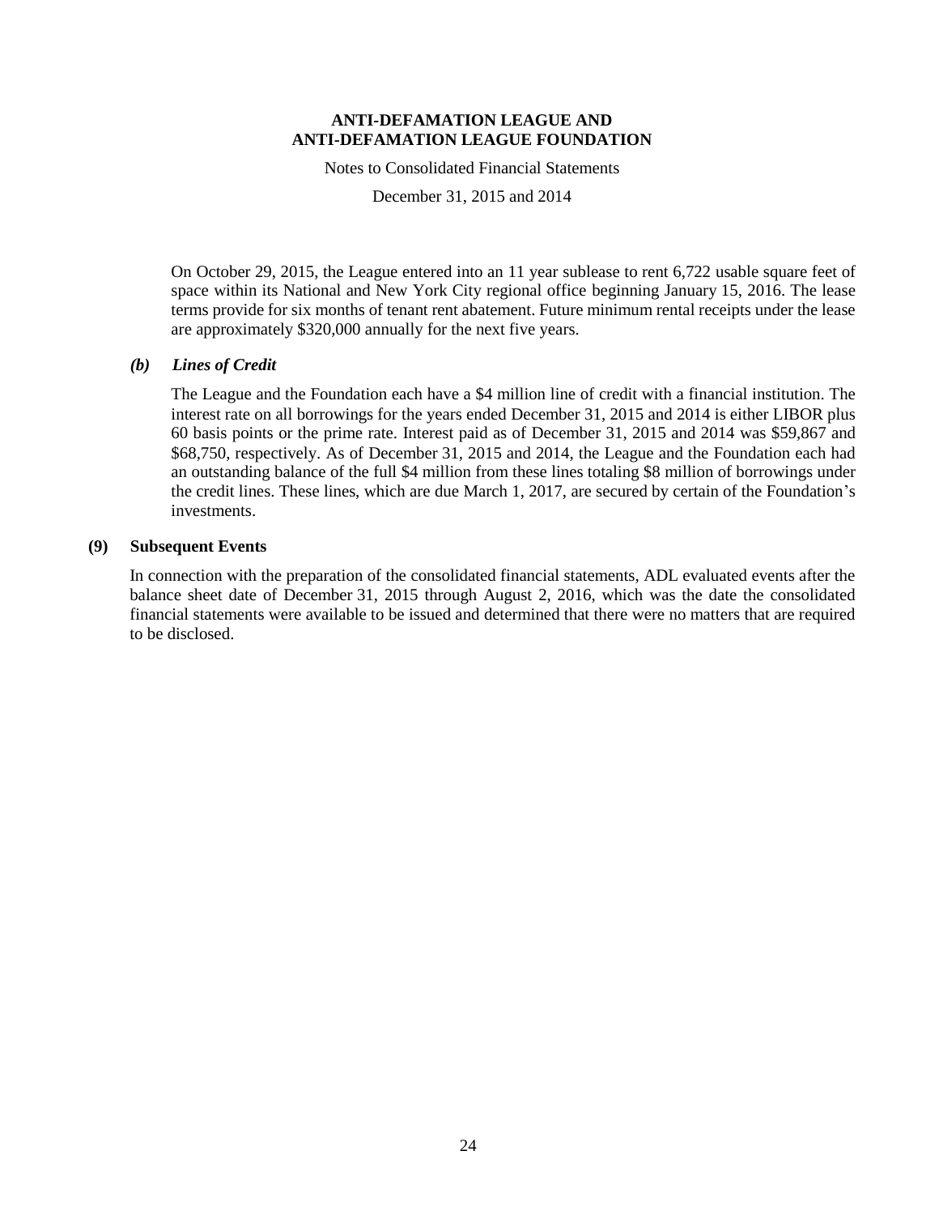On October 29, 2015, the League entered into an 11 year sublease to rent 6,722 usable square feet of space within its National and New York City regional office beginning January 15, 2016. The lease terms provide for six months of tenant rent abatement. Future minimum rental receipts under the lease are approximately $320,000 annually for the next five years.

### *(b) Lines of Credit*

The League and the Foundation each have a $4 million line of credit with a financial institution. The interest rate on all borrowings for the years ended December 31, 2015 and 2014 is either LIBOR plus 60 basis points or the prime rate. Interest paid as of December 31, 2015 and 2014 was $59,867 and $68,750, respectively. As of December 31, 2015 and 2014, the League and the Foundation each had an outstanding balance of the full $4 million from these lines totaling $8 million of borrowings under the credit lines. These lines, which are due March 1, 2017, are secured by certain of the Foundation's investments.

## (9) Subsequent Events

In connection with the preparation of the consolidated financial statements, ADL evaluated events after the balance sheet date of December 31, 2015 through August 2, 2016, which was the date the consolidated financial statements were available to be issued and determined that there were no matters that are required to be disclosed.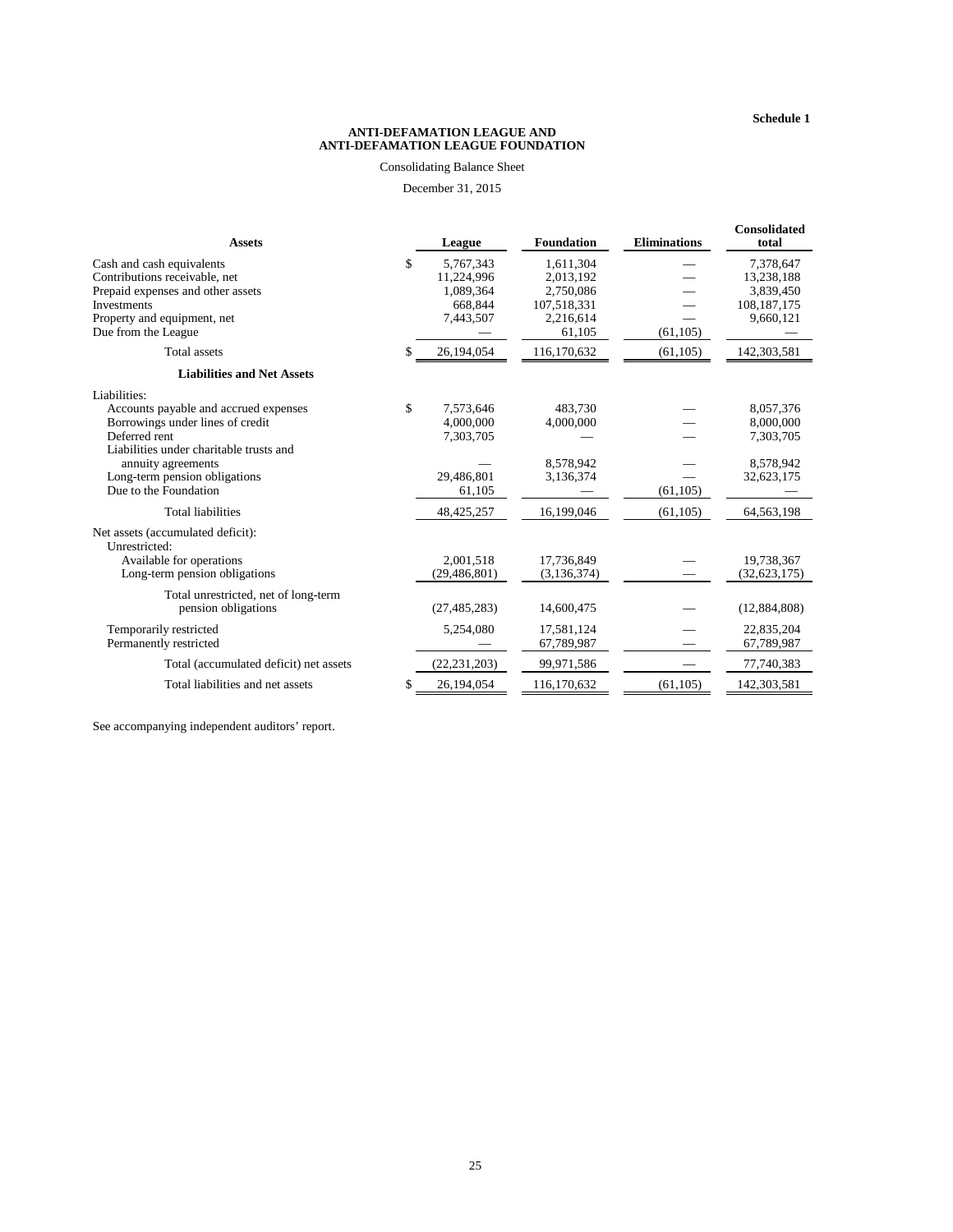Schedule 1

# ANTI-DEFAMATION LEAGUE AND ANTI-DEFAMATION LEAGUE FOUNDATION

Consolidating Balance Sheet

December 31, 2015

| Assets | League | Foundation | Eliminations | Consolidated total |
|---|---|---|---|---|
| Cash and cash equivalents | $ 5,767,343 | 1,611,304 | — | 7,378,647 |
| Contributions receivable, net | 11,224,996 | 2,013,192 | — | 13,238,188 |
| Prepaid expenses and other assets | 1,089,364 | 2,750,086 | — | 3,839,450 |
| Investments | 668,844 | 107,518,331 | — | 108,187,175 |
| Property and equipment, net | 7,443,507 | 2,216,614 | — | 9,660,121 |
| Due from the League | — | 61,105 | (61,105) | — |
| Total assets | $ 26,194,054 | 116,170,632 | (61,105) | 142,303,581 |
| **Liabilities and Net Assets** | | | | |
| Liabilities: | | | | |
| Accounts payable and accrued expenses | $ 7,573,646 | 483,730 | — | 8,057,376 |
| Borrowings under lines of credit | 4,000,000 | 4,000,000 | — | 8,000,000 |
| Deferred rent | 7,303,705 | — | — | 7,303,705 |
| Liabilities under charitable trusts and annuity agreements | — | 8,578,942 | — | 8,578,942 |
| Long-term pension obligations | 29,486,801 | 3,136,374 | — | 32,623,175 |
| Due to the Foundation | 61,105 | — | (61,105) | — |
| Total liabilities | 48,425,257 | 16,199,046 | (61,105) | 64,563,198 |
| Net assets (accumulated deficit): | | | | |
| Unrestricted: | | | | |
| Available for operations | 2,001,518 | 17,736,849 | — | 19,738,367 |
| Long-term pension obligations | (29,486,801) | (3,136,374) | — | (32,623,175) |
| Total unrestricted, net of long-term pension obligations | (27,485,283) | 14,600,475 | — | (12,884,808) |
| Temporarily restricted | 5,254,080 | 17,581,124 | — | 22,835,204 |
| Permanently restricted | — | 67,789,987 | — | 67,789,987 |
| Total (accumulated deficit) net assets | (22,231,203) | 99,971,586 | — | 77,740,383 |
| Total liabilities and net assets | $ 26,194,054 | 116,170,632 | (61,105) | 142,303,581 |

See accompanying independent auditors' report.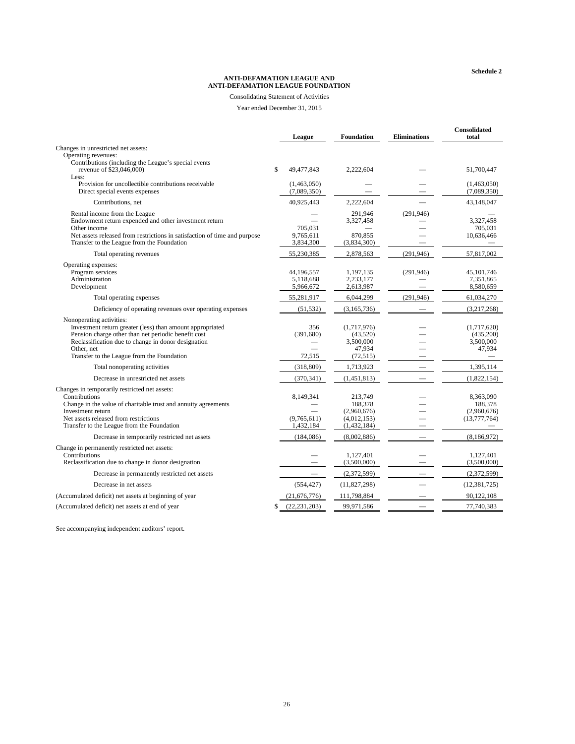**Schedule 2**

**ANTI-DEFAMATION LEAGUE AND**
**ANTI-DEFAMATION LEAGUE FOUNDATION**

Consolidating Statement of Activities

Year ended December 31, 2015

| | League | Foundation | Eliminations | Consolidated total |
|---|---|---|---|---|
| Changes in unrestricted net assets: | | | | |
| Operating revenues: | | | | |
| Contributions (including the League's special events revenue of $23,046,000) | $ 49,477,843 | 2,222,604 | — | 51,700,447 |
| Less: | | | | |
| Provision for uncollectible contributions receivable | (1,463,050) | — | — | (1,463,050) |
| Direct special events expenses | (7,089,350) | — | — | (7,089,350) |
| Contributions, net | 40,925,443 | 2,222,604 | — | 43,148,047 |
| Rental income from the League | — | 291,946 | (291,946) | — |
| Endowment return expended and other investment return | — | 3,327,458 | — | 3,327,458 |
| Other income | 705,031 | — | — | 705,031 |
| Net assets released from restrictions in satisfaction of time and purpose | 9,765,611 | 870,855 | — | 10,636,466 |
| Transfer to the League from the Foundation | 3,834,300 | (3,834,300) | — | — |
| Total operating revenues | 55,230,385 | 2,878,563 | (291,946) | 57,817,002 |
| Operating expenses: | | | | |
| Program services | 44,196,557 | 1,197,135 | (291,946) | 45,101,746 |
| Administration | 5,118,688 | 2,233,177 | — | 7,351,865 |
| Development | 5,966,672 | 2,613,987 | — | 8,580,659 |
| Total operating expenses | 55,281,917 | 6,044,299 | (291,946) | 61,034,270 |
| Deficiency of operating revenues over operating expenses | (51,532) | (3,165,736) | — | (3,217,268) |
| Nonoperating activities: | | | | |
| Investment return greater (less) than amount appropriated | 356 | (1,717,976) | — | (1,717,620) |
| Pension charge other than net periodic benefit cost | (391,680) | (43,520) | — | (435,200) |
| Reclassification due to change in donor designation | — | 3,500,000 | — | 3,500,000 |
| Other, net | — | 47,934 | — | 47,934 |
| Transfer to the League from the Foundation | 72,515 | (72,515) | — | — |
| Total nonoperating activities | (318,809) | 1,713,923 | — | 1,395,114 |
| Decrease in unrestricted net assets | (370,341) | (1,451,813) | — | (1,822,154) |
| Changes in temporarily restricted net assets: | | | | |
| Contributions | 8,149,341 | 213,749 | — | 8,363,090 |
| Change in the value of charitable trust and annuity agreements | — | 188,378 | — | 188,378 |
| Investment return | — | (2,960,676) | — | (2,960,676) |
| Net assets released from restrictions | (9,765,611) | (4,012,153) | — | (13,777,764) |
| Transfer to the League from the Foundation | 1,432,184 | (1,432,184) | — | — |
| Decrease in temporarily restricted net assets | (184,086) | (8,002,886) | — | (8,186,972) |
| Change in permanently restricted net assets: | | | | |
| Contributions | — | 1,127,401 | — | 1,127,401 |
| Reclassification due to change in donor designation | — | (3,500,000) | — | (3,500,000) |
| Decrease in permanently restricted net assets | — | (2,372,599) | — | (2,372,599) |
| Decrease in net assets | (554,427) | (11,827,298) | — | (12,381,725) |
| (Accumulated deficit) net assets at beginning of year | (21,676,776) | 111,798,884 | — | 90,122,108 |
| (Accumulated deficit) net assets at end of year | $ (22,231,203) | 99,971,586 | — | 77,740,383 |

See accompanying independent auditors' report.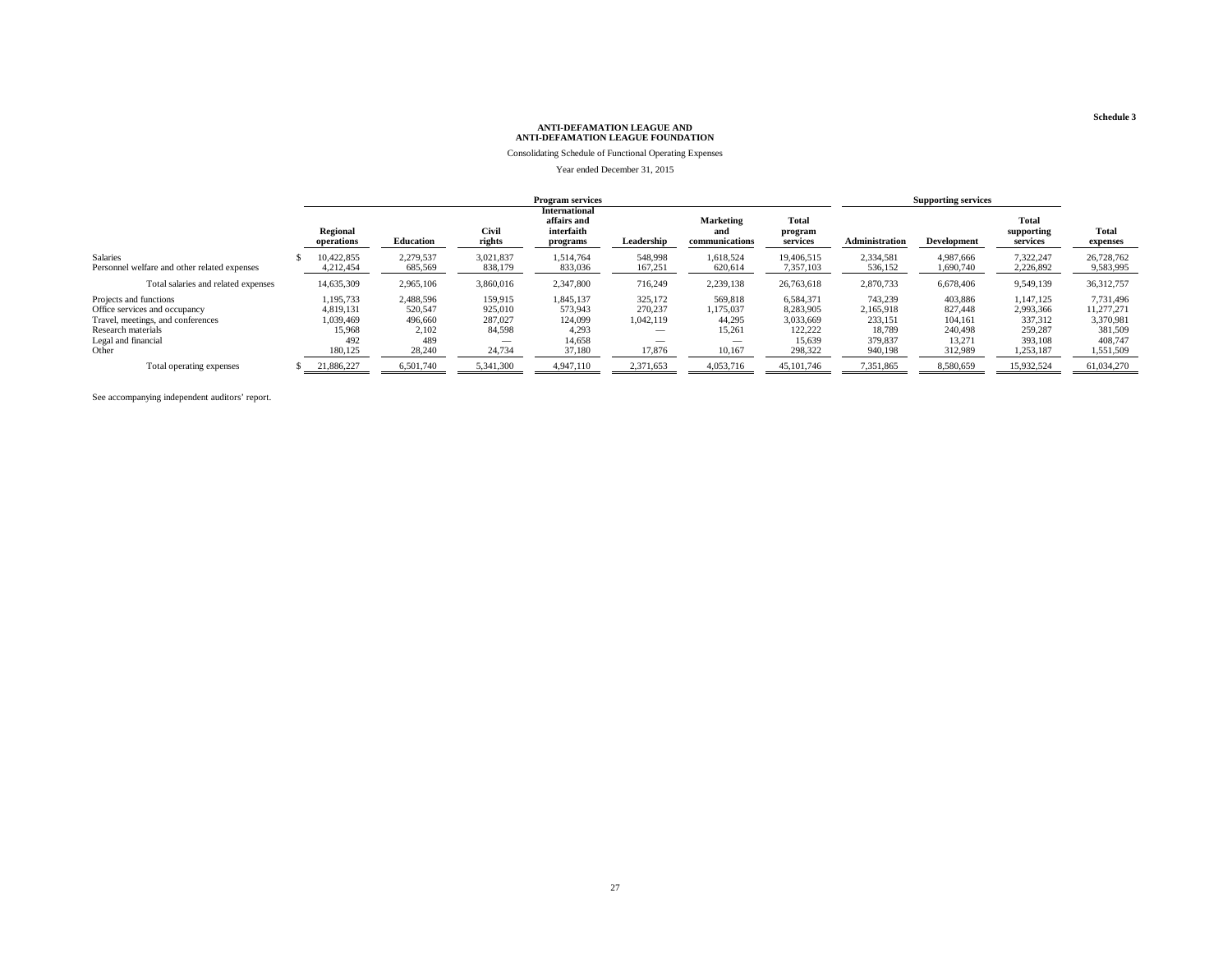Schedule 3

**ANTI-DEFAMATION LEAGUE AND**
**ANTI-DEFAMATION LEAGUE FOUNDATION**

Consolidating Schedule of Functional Operating Expenses

Year ended December 31, 2015

| | Program services | | | | | | | Supporting services | | | |
|---|---|---|---|---|---|---|---|---|---|---|---|
| | Regional operations | Education | Civil rights | International affairs and interfaith programs | Leadership | Marketing and communications | Total program services | Administration | Development | Total supporting services | Total expenses |
| Salaries | $ 10,422,855 | 2,279,537 | 3,021,837 | 1,514,764 | 548,998 | 1,618,524 | 19,406,515 | 2,334,581 | 4,987,666 | 7,322,247 | 26,728,762 |
| Personnel welfare and other related expenses | 4,212,454 | 685,569 | 838,179 | 833,036 | 167,251 | 620,614 | 7,357,103 | 536,152 | 1,690,740 | 2,226,892 | 9,583,995 |
| Total salaries and related expenses | 14,635,309 | 2,965,106 | 3,860,016 | 2,347,800 | 716,249 | 2,239,138 | 26,763,618 | 2,870,733 | 6,678,406 | 9,549,139 | 36,312,757 |
| Projects and functions | 1,195,733 | 2,488,596 | 159,915 | 1,845,137 | 325,172 | 569,818 | 6,584,371 | 743,239 | 403,886 | 1,147,125 | 7,731,496 |
| Office services and occupancy | 4,819,131 | 520,547 | 925,010 | 573,943 | 270,237 | 1,175,037 | 8,283,905 | 2,165,918 | 827,448 | 2,993,366 | 11,277,271 |
| Travel, meetings, and conferences | 1,039,469 | 496,660 | 287,027 | 124,099 | 1,042,119 | 44,295 | 3,033,669 | 233,151 | 104,161 | 337,312 | 3,370,981 |
| Research materials | 15,968 | 2,102 | 84,598 | 4,293 | — | 15,261 | 122,222 | 18,789 | 240,498 | 259,287 | 381,509 |
| Legal and financial | 492 | 489 | — | 14,658 | — | — | 15,639 | 379,837 | 13,271 | 393,108 | 408,747 |
| Other | 180,125 | 28,240 | 24,734 | 37,180 | 17,876 | 10,167 | 298,322 | 940,198 | 312,989 | 1,253,187 | 1,551,509 |
| Total operating expenses | $ 21,886,227 | 6,501,740 | 5,341,300 | 4,947,110 | 2,371,653 | 4,053,716 | 45,101,746 | 7,351,865 | 8,580,659 | 15,932,524 | 61,034,270 |

See accompanying independent auditors' report.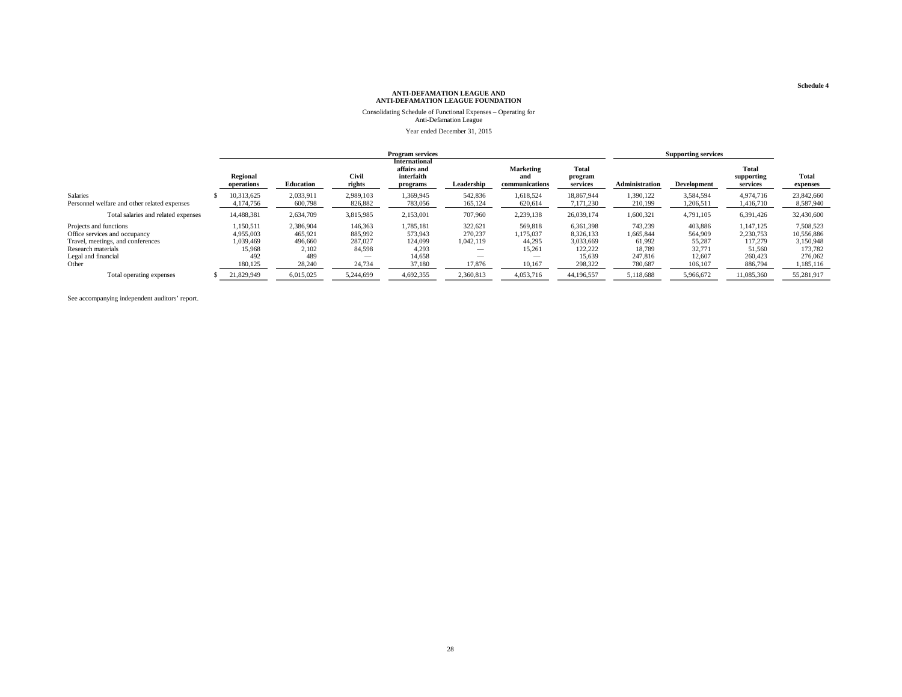Schedule 4

**ANTI-DEFAMATION LEAGUE AND ANTI-DEFAMATION LEAGUE FOUNDATION**

Consolidating Schedule of Functional Expenses – Operating for Anti-Defamation League

Year ended December 31, 2015

| | Program services | | | | | | | Supporting services | | | |
|---|---|---|---|---|---|---|---|---|---|---|---|
| | Regional operations | Education | Civil rights | International affairs and interfaith programs | Leadership | Marketing and communications | Total program services | Administration | Development | Total supporting services | Total expenses |
| Salaries | $ 10,313,625 | 2,033,911 | 2,989,103 | 1,369,945 | 542,836 | 1,618,524 | 18,867,944 | 1,390,122 | 3,584,594 | 4,974,716 | 23,842,660 |
| Personnel welfare and other related expenses | 4,174,756 | 600,798 | 826,882 | 783,056 | 165,124 | 620,614 | 7,171,230 | 210,199 | 1,206,511 | 1,416,710 | 8,587,940 |
| Total salaries and related expenses | 14,488,381 | 2,634,709 | 3,815,985 | 2,153,001 | 707,960 | 2,239,138 | 26,039,174 | 1,600,321 | 4,791,105 | 6,391,426 | 32,430,600 |
| Projects and functions | 1,150,511 | 2,386,904 | 146,363 | 1,785,181 | 322,621 | 569,818 | 6,361,398 | 743,239 | 403,886 | 1,147,125 | 7,508,523 |
| Office services and occupancy | 4,955,003 | 465,921 | 885,992 | 573,943 | 270,237 | 1,175,037 | 8,326,133 | 1,665,844 | 564,909 | 2,230,753 | 10,556,886 |
| Travel, meetings, and conferences | 1,039,469 | 496,660 | 287,027 | 124,099 | 1,042,119 | 44,295 | 3,033,669 | 61,992 | 55,287 | 117,279 | 3,150,948 |
| Research materials | 15,968 | 2,102 | 84,598 | 4,293 | — | 15,261 | 122,222 | 18,789 | 32,771 | 51,560 | 173,782 |
| Legal and financial | 492 | 489 | — | 14,658 | — | — | 15,639 | 247,816 | 12,607 | 260,423 | 276,062 |
| Other | 180,125 | 28,240 | 24,734 | 37,180 | 17,876 | 10,167 | 298,322 | 780,687 | 106,107 | 886,794 | 1,185,116 |
| Total operating expenses | $ 21,829,949 | 6,015,025 | 5,244,699 | 4,692,355 | 2,360,813 | 4,053,716 | 44,196,557 | 5,118,688 | 5,966,672 | 11,085,360 | 55,281,917 |

See accompanying independent auditors' report.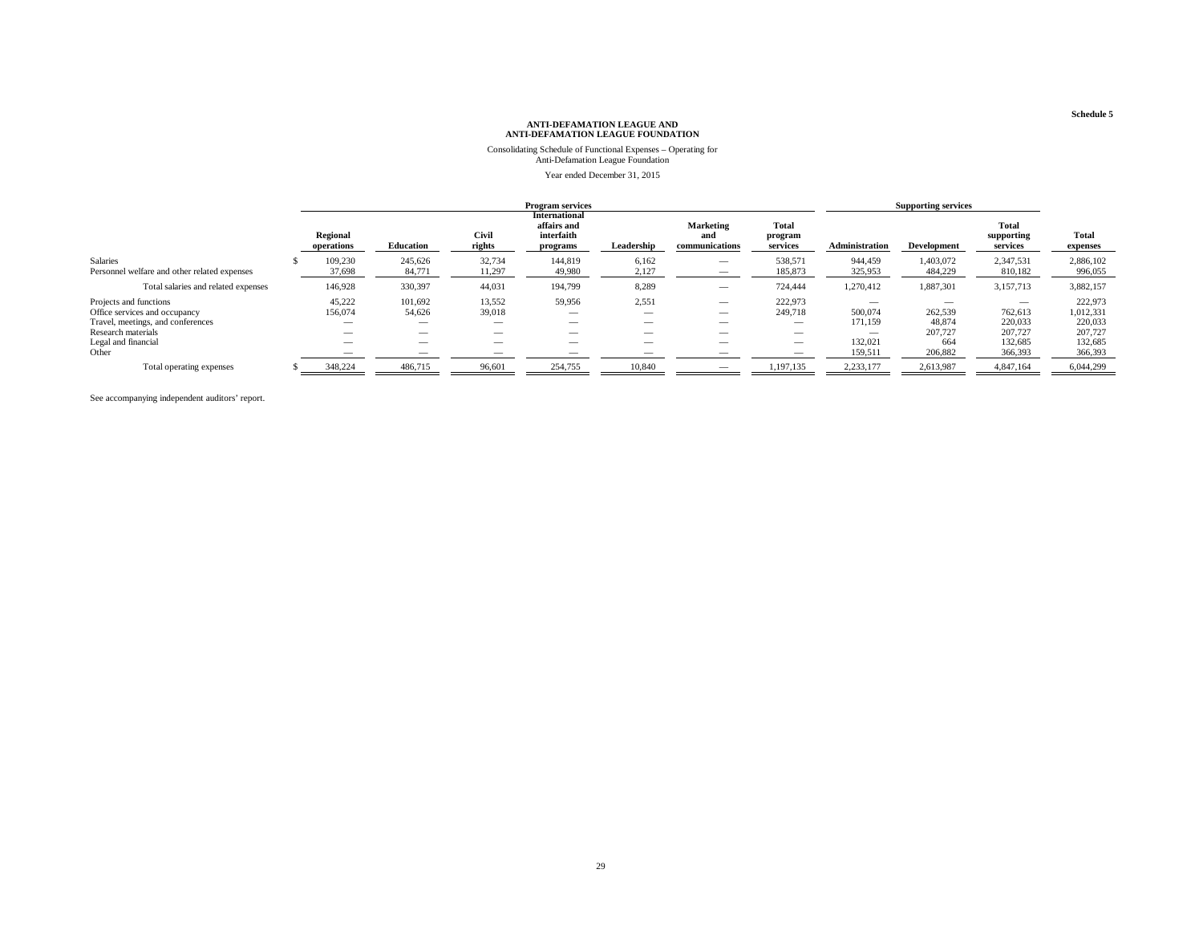**Schedule 5**

**ANTI-DEFAMATION LEAGUE AND**
**ANTI-DEFAMATION LEAGUE FOUNDATION**

Consolidating Schedule of Functional Expenses – Operating for
Anti-Defamation League Foundation

Year ended December 31, 2015

| | Program services | | | | | | | Supporting services | | | |
|---|---|---|---|---|---|---|---|---|---|---|---|
| | **Regional operations** | **Education** | **Civil rights** | **International affairs and interfaith programs** | **Leadership** | **Marketing and communications** | **Total program services** | **Administration** | **Development** | **Total supporting services** | **Total expenses** |
| Salaries | $ 109,230 | 245,626 | 32,734 | 144,819 | 6,162 | — | 538,571 | 944,459 | 1,403,072 | 2,347,531 | 2,886,102 |
| Personnel welfare and other related expenses | 37,698 | 84,771 | 11,297 | 49,980 | 2,127 | — | 185,873 | 325,953 | 484,229 | 810,182 | 996,055 |
| Total salaries and related expenses | 146,928 | 330,397 | 44,031 | 194,799 | 8,289 | — | 724,444 | 1,270,412 | 1,887,301 | 3,157,713 | 3,882,157 |
| Projects and functions | 45,222 | 101,692 | 13,552 | 59,956 | 2,551 | — | 222,973 | — | — | — | 222,973 |
| Office services and occupancy | 156,074 | 54,626 | 39,018 | — | — | — | 249,718 | 500,074 | 262,539 | 762,613 | 1,012,331 |
| Travel, meetings, and conferences | — | — | — | — | — | — | — | 171,159 | 48,874 | 220,033 | 220,033 |
| Research materials | — | — | — | — | — | — | — | — | 207,727 | 207,727 | 207,727 |
| Legal and financial | — | — | — | — | — | — | — | 132,021 | 664 | 132,685 | 132,685 |
| Other | — | — | — | — | — | — | — | 159,511 | 206,882 | 366,393 | 366,393 |
| Total operating expenses | $ 348,224 | 486,715 | 96,601 | 254,755 | 10,840 | — | 1,197,135 | 2,233,177 | 2,613,987 | 4,847,164 | 6,044,299 |

See accompanying independent auditors' report.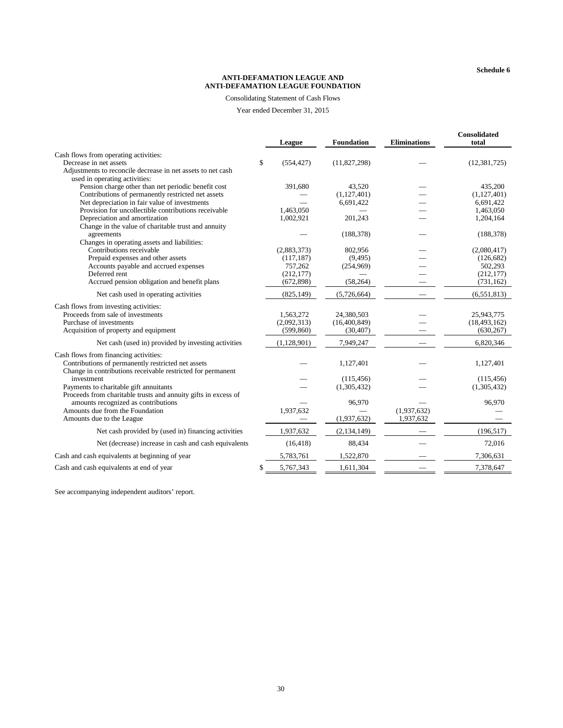**Schedule 6**

# ANTI-DEFAMATION LEAGUE AND ANTI-DEFAMATION LEAGUE FOUNDATION

Consolidating Statement of Cash Flows

Year ended December 31, 2015

| | League | Foundation | Eliminations | Consolidated total |
|---|---|---|---|---|
| Cash flows from operating activities: | | | | |
| Decrease in net assets | $ (554,427) | (11,827,298) | — | (12,381,725) |
| Adjustments to reconcile decrease in net assets to net cash used in operating activities: | | | | |
| Pension charge other than net periodic benefit cost | 391,680 | 43,520 | — | 435,200 |
| Contributions of permanently restricted net assets | — | (1,127,401) | — | (1,127,401) |
| Net depreciation in fair value of investments | — | 6,691,422 | — | 6,691,422 |
| Provision for uncollectible contributions receivable | 1,463,050 | — | — | 1,463,050 |
| Depreciation and amortization | 1,002,921 | 201,243 | — | 1,204,164 |
| Change in the value of charitable trust and annuity agreements | — | (188,378) | — | (188,378) |
| Changes in operating assets and liabilities: | | | | |
| Contributions receivable | (2,883,373) | 802,956 | — | (2,080,417) |
| Prepaid expenses and other assets | (117,187) | (9,495) | — | (126,682) |
| Accounts payable and accrued expenses | 757,262 | (254,969) | — | 502,293 |
| Deferred rent | (212,177) | — | — | (212,177) |
| Accrued pension obligation and benefit plans | (672,898) | (58,264) | — | (731,162) |
| Net cash used in operating activities | (825,149) | (5,726,664) | — | (6,551,813) |
| Cash flows from investing activities: | | | | |
| Proceeds from sale of investments | 1,563,272 | 24,380,503 | — | 25,943,775 |
| Purchase of investments | (2,092,313) | (16,400,849) | — | (18,493,162) |
| Acquisition of property and equipment | (599,860) | (30,407) | — | (630,267) |
| Net cash (used in) provided by investing activities | (1,128,901) | 7,949,247 | — | 6,820,346 |
| Cash flows from financing activities: | | | | |
| Contributions of permanently restricted net assets | — | 1,127,401 | — | 1,127,401 |
| Change in contributions receivable restricted for permanent investment | — | (115,456) | — | (115,456) |
| Payments to charitable gift annuitants | — | (1,305,432) | — | (1,305,432) |
| Proceeds from charitable trusts and annuity gifts in excess of amounts recognized as contributions | — | 96,970 | — | 96,970 |
| Amounts due from the Foundation | 1,937,632 | — | (1,937,632) | — |
| Amounts due to the League | — | (1,937,632) | 1,937,632 | — |
| Net cash provided by (used in) financing activities | 1,937,632 | (2,134,149) | — | (196,517) |
| Net (decrease) increase in cash and cash equivalents | (16,418) | 88,434 | — | 72,016 |
| Cash and cash equivalents at beginning of year | 5,783,761 | 1,522,870 | — | 7,306,631 |
| Cash and cash equivalents at end of year | $ 5,767,343 | 1,611,304 | — | 7,378,647 |

See accompanying independent auditors' report.